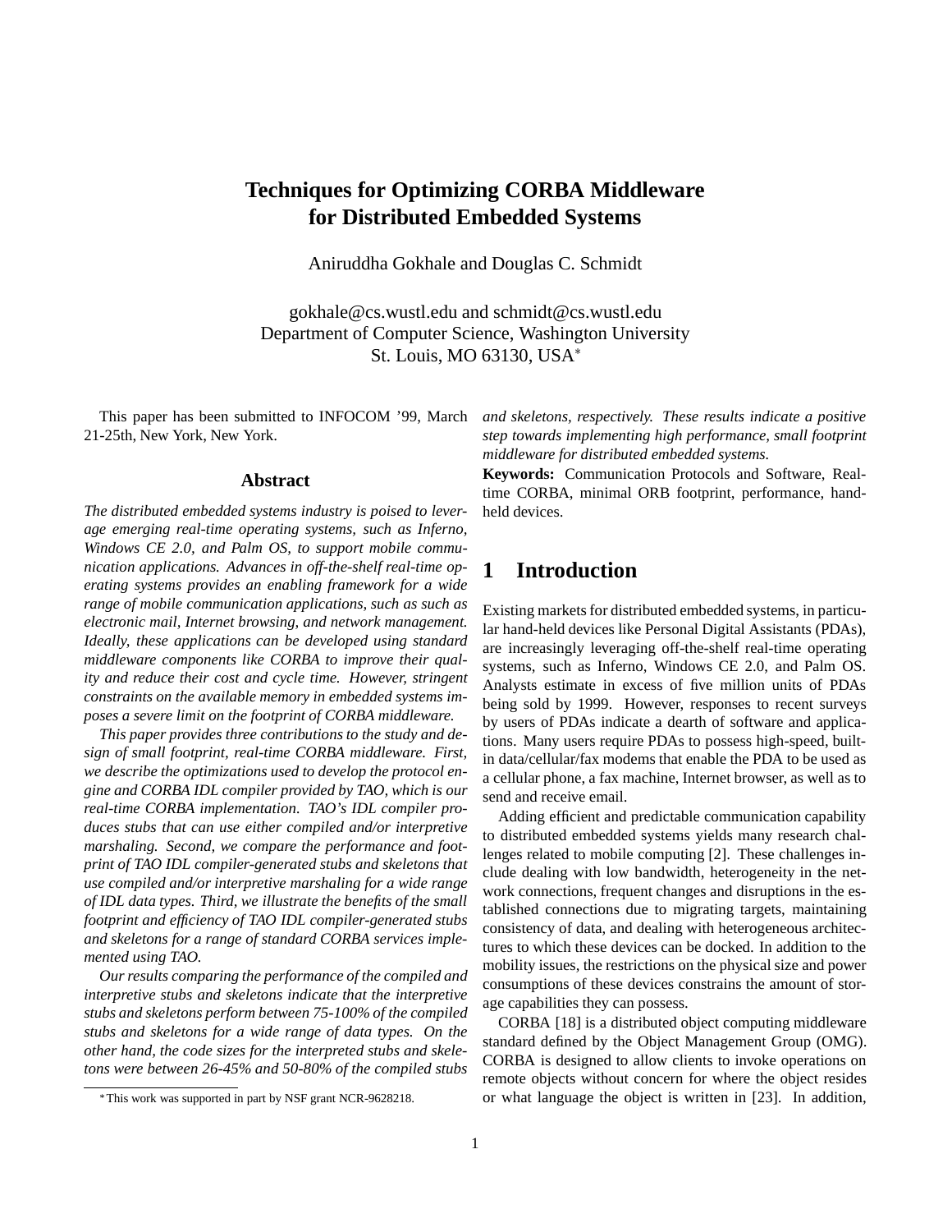# Techniques for Optimizing CORBA Middleware for Distributed Embedded Systems

Aniruddha Gokhale and Douglas C. Schmidt

gokhale@cs.wustl.edu and schmidt@cs.wustl.edu
Department of Computer Science, Washington University
St. Louis, MO 63130, USA*

This paper has been submitted to INFOCOM '99, March 21-25th, New York, New York.

## Abstract

*The distributed embedded systems industry is poised to leverage emerging real-time operating systems, such as Inferno, Windows CE 2.0, and Palm OS, to support mobile communication applications. Advances in off-the-shelf real-time operating systems provides an enabling framework for a wide range of mobile communication applications, such as such as electronic mail, Internet browsing, and network management. Ideally, these applications can be developed using standard middleware components like CORBA to improve their quality and reduce their cost and cycle time. However, stringent constraints on the available memory in embedded systems imposes a severe limit on the footprint of CORBA middleware.*

*This paper provides three contributions to the study and design of small footprint, real-time CORBA middleware. First, we describe the optimizations used to develop the protocol engine and CORBA IDL compiler provided by TAO, which is our real-time CORBA implementation. TAO's IDL compiler produces stubs that can use either compiled and/or interpretive marshaling. Second, we compare the performance and footprint of TAO IDL compiler-generated stubs and skeletons that use compiled and/or interpretive marshaling for a wide range of IDL data types. Third, we illustrate the benefits of the small footprint and efficiency of TAO IDL compiler-generated stubs and skeletons for a range of standard CORBA services implemented using TAO.*

*Our results comparing the performance of the compiled and interpretive stubs and skeletons indicate that the interpretive stubs and skeletons perform between 75-100% of the compiled stubs and skeletons for a wide range of data types. On the other hand, the code sizes for the interpreted stubs and skeletons were between 26-45% and 50-80% of the compiled stubs and skeletons, respectively. These results indicate a positive step towards implementing high performance, small footprint middleware for distributed embedded systems.*

**Keywords:** Communication Protocols and Software, Real-time CORBA, minimal ORB footprint, performance, hand-held devices.

## 1 Introduction

Existing markets for distributed embedded systems, in particular hand-held devices like Personal Digital Assistants (PDAs), are increasingly leveraging off-the-shelf real-time operating systems, such as Inferno, Windows CE 2.0, and Palm OS. Analysts estimate in excess of five million units of PDAs being sold by 1999. However, responses to recent surveys by users of PDAs indicate a dearth of software and applications. Many users require PDAs to possess high-speed, built-in data/cellular/fax modems that enable the PDA to be used as a cellular phone, a fax machine, Internet browser, as well as to send and receive email.

Adding efficient and predictable communication capability to distributed embedded systems yields many research challenges related to mobile computing [2]. These challenges include dealing with low bandwidth, heterogeneity in the network connections, frequent changes and disruptions in the established connections due to migrating targets, maintaining consistency of data, and dealing with heterogeneous architectures to which these devices can be docked. In addition to the mobility issues, the restrictions on the physical size and power consumptions of these devices constrains the amount of storage capabilities they can possess.

CORBA [18] is a distributed object computing middleware standard defined by the Object Management Group (OMG). CORBA is designed to allow clients to invoke operations on remote objects without concern for where the object resides or what language the object is written in [23]. In addition,

*This work was supported in part by NSF grant NCR-9628218.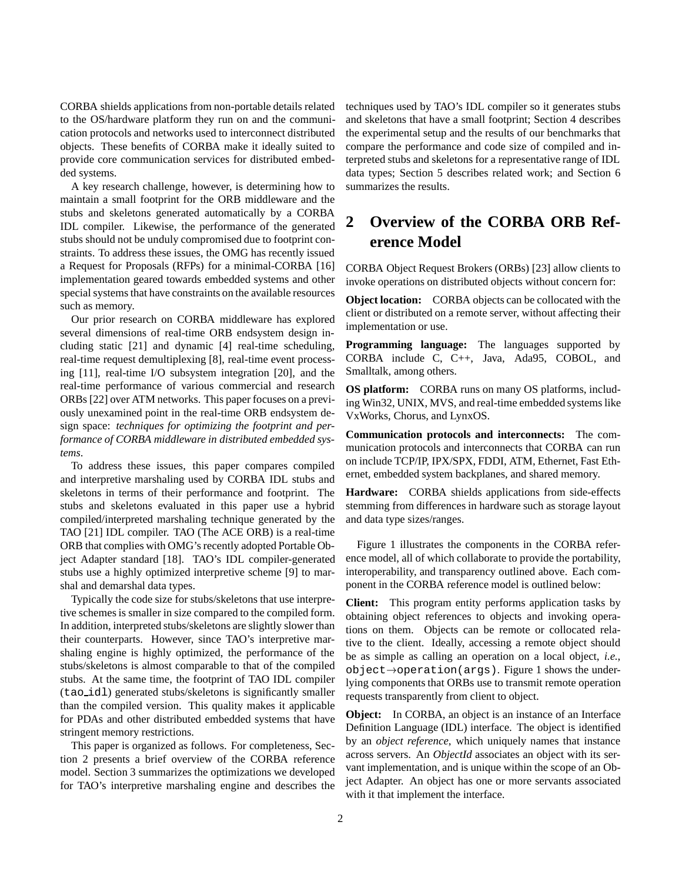CORBA shields applications from non-portable details related to the OS/hardware platform they run on and the communication protocols and networks used to interconnect distributed objects. These benefits of CORBA make it ideally suited to provide core communication services for distributed embedded systems.

A key research challenge, however, is determining how to maintain a small footprint for the ORB middleware and the stubs and skeletons generated automatically by a CORBA IDL compiler. Likewise, the performance of the generated stubs should not be unduly compromised due to footprint constraints. To address these issues, the OMG has recently issued a Request for Proposals (RFPs) for a minimal-CORBA [16] implementation geared towards embedded systems and other special systems that have constraints on the available resources such as memory.

Our prior research on CORBA middleware has explored several dimensions of real-time ORB endsystem design including static [21] and dynamic [4] real-time scheduling, real-time request demultiplexing [8], real-time event processing [11], real-time I/O subsystem integration [20], and the real-time performance of various commercial and research ORBs [22] over ATM networks. This paper focuses on a previously unexamined point in the real-time ORB endsystem design space: *techniques for optimizing the footprint and performance of CORBA middleware in distributed embedded systems*.

To address these issues, this paper compares compiled and interpretive marshaling used by CORBA IDL stubs and skeletons in terms of their performance and footprint. The stubs and skeletons evaluated in this paper use a hybrid compiled/interpreted marshaling technique generated by the TAO [21] IDL compiler. TAO (The ACE ORB) is a real-time ORB that complies with OMG's recently adopted Portable Object Adapter standard [18]. TAO's IDL compiler-generated stubs use a highly optimized interpretive scheme [9] to marshal and demarshal data types.

Typically the code size for stubs/skeletons that use interpretive schemes is smaller in size compared to the compiled form. In addition, interpreted stubs/skeletons are slightly slower than their counterparts. However, since TAO's interpretive marshaling engine is highly optimized, the performance of the stubs/skeletons is almost comparable to that of the compiled stubs. At the same time, the footprint of TAO IDL compiler (`tao_idl`) generated stubs/skeletons is significantly smaller than the compiled version. This quality makes it applicable for PDAs and other distributed embedded systems that have stringent memory restrictions.

This paper is organized as follows. For completeness, Section 2 presents a brief overview of the CORBA reference model. Section 3 summarizes the optimizations we developed for TAO's interpretive marshaling engine and describes the techniques used by TAO's IDL compiler so it generates stubs and skeletons that have a small footprint; Section 4 describes the experimental setup and the results of our benchmarks that compare the performance and code size of compiled and interpreted stubs and skeletons for a representative range of IDL data types; Section 5 describes related work; and Section 6 summarizes the results.

## 2 Overview of the CORBA ORB Reference Model

CORBA Object Request Brokers (ORBs) [23] allow clients to invoke operations on distributed objects without concern for:

**Object location:** CORBA objects can be collocated with the client or distributed on a remote server, without affecting their implementation or use.

**Programming language:** The languages supported by CORBA include C, C++, Java, Ada95, COBOL, and Smalltalk, among others.

**OS platform:** CORBA runs on many OS platforms, including Win32, UNIX, MVS, and real-time embedded systems like VxWorks, Chorus, and LynxOS.

**Communication protocols and interconnects:** The communication protocols and interconnects that CORBA can run on include TCP/IP, IPX/SPX, FDDI, ATM, Ethernet, Fast Ethernet, embedded system backplanes, and shared memory.

**Hardware:** CORBA shields applications from side-effects stemming from differences in hardware such as storage layout and data type sizes/ranges.

Figure 1 illustrates the components in the CORBA reference model, all of which collaborate to provide the portability, interoperability, and transparency outlined above. Each component in the CORBA reference model is outlined below:

**Client:** This program entity performs application tasks by obtaining object references to objects and invoking operations on them. Objects can be remote or collocated relative to the client. Ideally, accessing a remote object should be as simple as calling an operation on a local object, *i.e.*, `object→operation(args)`. Figure 1 shows the underlying components that ORBs use to transmit remote operation requests transparently from client to object.

**Object:** In CORBA, an object is an instance of an Interface Definition Language (IDL) interface. The object is identified by an *object reference*, which uniquely names that instance across servers. An *ObjectId* associates an object with its servant implementation, and is unique within the scope of an Object Adapter. An object has one or more servants associated with it that implement the interface.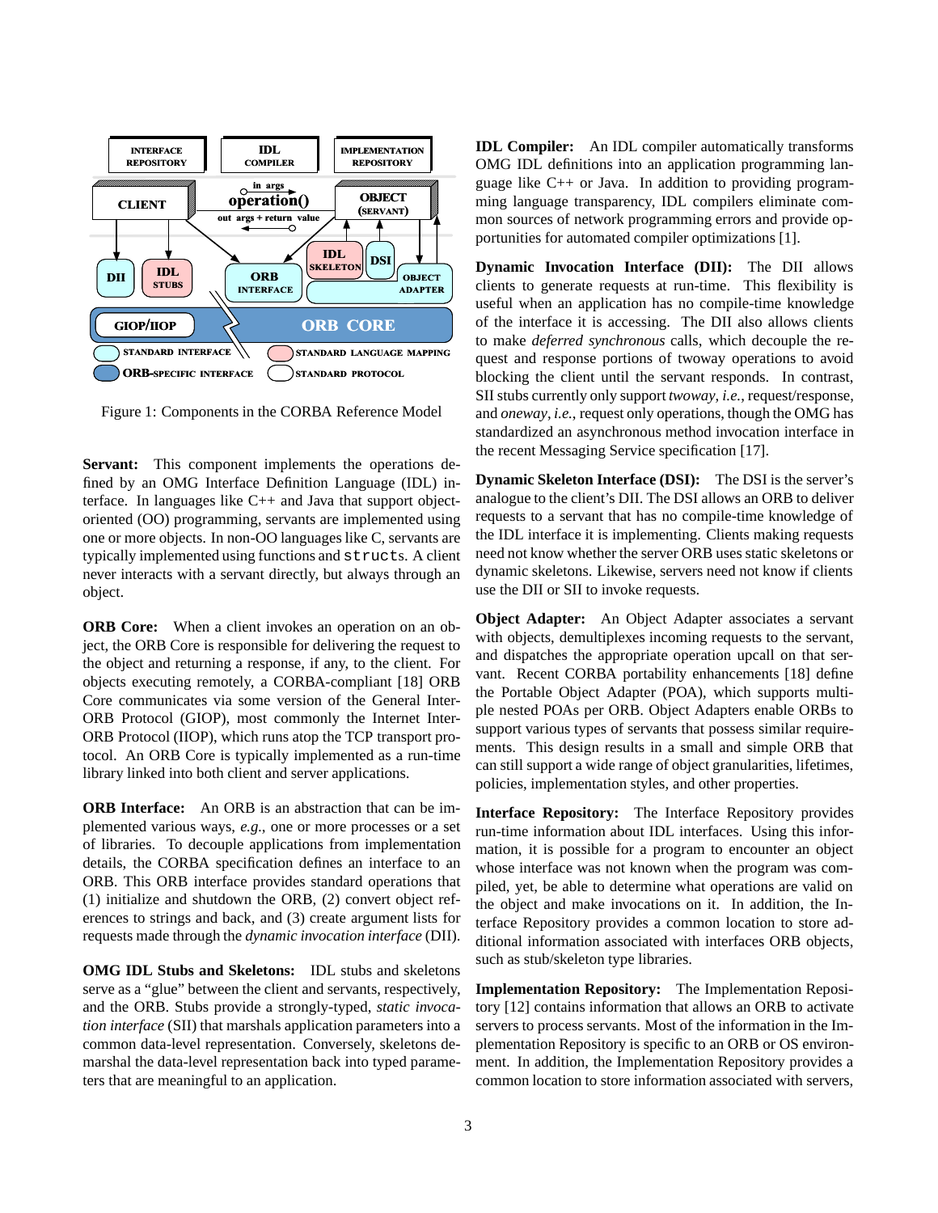Figure 1: Components in the CORBA Reference Model

**Servant:** This component implements the operations defined by an OMG Interface Definition Language (IDL) interface. In languages like C++ and Java that support object-oriented (OO) programming, servants are implemented using one or more objects. In non-OO languages like C, servants are typically implemented using functions and `struct`s. A client never interacts with a servant directly, but always through an object.

**ORB Core:** When a client invokes an operation on an object, the ORB Core is responsible for delivering the request to the object and returning a response, if any, to the client. For objects executing remotely, a CORBA-compliant [18] ORB Core communicates via some version of the General Inter-ORB Protocol (GIOP), most commonly the Internet Inter-ORB Protocol (IIOP), which runs atop the TCP transport protocol. An ORB Core is typically implemented as a run-time library linked into both client and server applications.

**ORB Interface:** An ORB is an abstraction that can be implemented various ways, *e.g.*, one or more processes or a set of libraries. To decouple applications from implementation details, the CORBA specification defines an interface to an ORB. This ORB interface provides standard operations that (1) initialize and shutdown the ORB, (2) convert object references to strings and back, and (3) create argument lists for requests made through the *dynamic invocation interface* (DII).

**OMG IDL Stubs and Skeletons:** IDL stubs and skeletons serve as a "glue" between the client and servants, respectively, and the ORB. Stubs provide a strongly-typed, *static invocation interface* (SII) that marshals application parameters into a common data-level representation. Conversely, skeletons demarshal the data-level representation back into typed parameters that are meaningful to an application.

**IDL Compiler:** An IDL compiler automatically transforms OMG IDL definitions into an application programming language like C++ or Java. In addition to providing programming language transparency, IDL compilers eliminate common sources of network programming errors and provide opportunities for automated compiler optimizations [1].

**Dynamic Invocation Interface (DII):** The DII allows clients to generate requests at run-time. This flexibility is useful when an application has no compile-time knowledge of the interface it is accessing. The DII also allows clients to make *deferred synchronous* calls, which decouple the request and response portions of twoway operations to avoid blocking the client until the servant responds. In contrast, SII stubs currently only support *twoway*, *i.e.*, request/response, and *oneway*, *i.e.*, request only operations, though the OMG has standardized an asynchronous method invocation interface in the recent Messaging Service specification [17].

**Dynamic Skeleton Interface (DSI):** The DSI is the server's analogue to the client's DII. The DSI allows an ORB to deliver requests to a servant that has no compile-time knowledge of the IDL interface it is implementing. Clients making requests need not know whether the server ORB uses static skeletons or dynamic skeletons. Likewise, servers need not know if clients use the DII or SII to invoke requests.

**Object Adapter:** An Object Adapter associates a servant with objects, demultiplexes incoming requests to the servant, and dispatches the appropriate operation upcall on that servant. Recent CORBA portability enhancements [18] define the Portable Object Adapter (POA), which supports multiple nested POAs per ORB. Object Adapters enable ORBs to support various types of servants that possess similar requirements. This design results in a small and simple ORB that can still support a wide range of object granularities, lifetimes, policies, implementation styles, and other properties.

**Interface Repository:** The Interface Repository provides run-time information about IDL interfaces. Using this information, it is possible for a program to encounter an object whose interface was not known when the program was compiled, yet, be able to determine what operations are valid on the object and make invocations on it. In addition, the Interface Repository provides a common location to store additional information associated with interfaces ORB objects, such as stub/skeleton type libraries.

**Implementation Repository:** The Implementation Repository [12] contains information that allows an ORB to activate servers to process servants. Most of the information in the Implementation Repository is specific to an ORB or OS environment. In addition, the Implementation Repository provides a common location to store information associated with servers,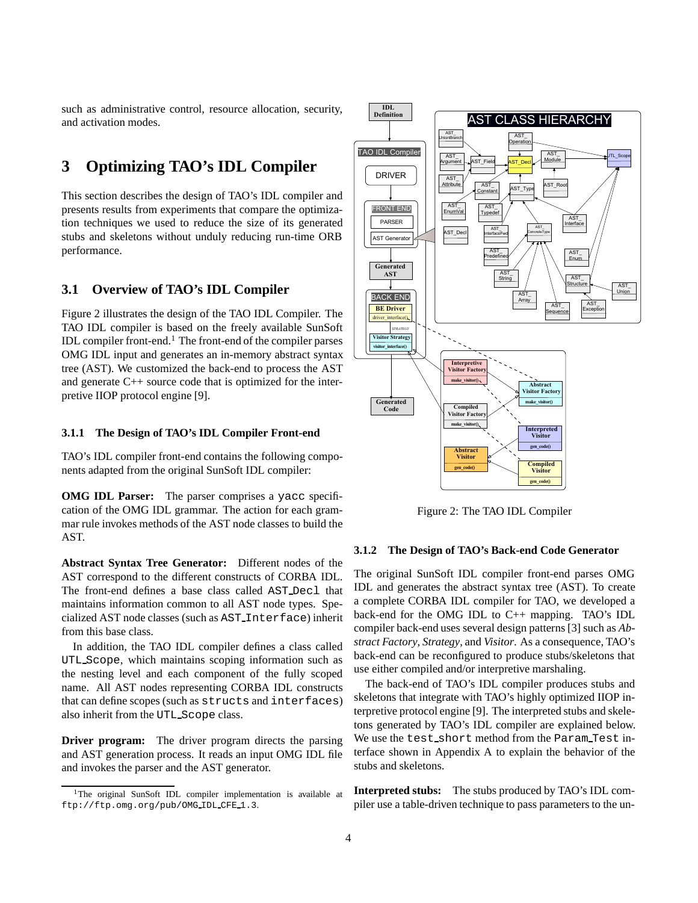such as administrative control, resource allocation, security, and activation modes.

# 3 Optimizing TAO's IDL Compiler

This section describes the design of TAO's IDL compiler and presents results from experiments that compare the optimization techniques we used to reduce the size of its generated stubs and skeletons without unduly reducing run-time ORB performance.

## 3.1 Overview of TAO's IDL Compiler

Figure 2 illustrates the design of the TAO IDL Compiler. The TAO IDL compiler is based on the freely available SunSoft IDL compiler front-end.[1] The front-end of the compiler parses OMG IDL input and generates an in-memory abstract syntax tree (AST). We customized the back-end to process the AST and generate C++ source code that is optimized for the interpretive IIOP protocol engine [9].

### 3.1.1 The Design of TAO's IDL Compiler Front-end

TAO's IDL compiler front-end contains the following components adapted from the original SunSoft IDL compiler:

**OMG IDL Parser:** The parser comprises a `yacc` specification of the OMG IDL grammar. The action for each grammar rule invokes methods of the AST node classes to build the AST.

**Abstract Syntax Tree Generator:** Different nodes of the AST correspond to the different constructs of CORBA IDL. The front-end defines a base class called `AST_Decl` that maintains information common to all AST node types. Specialized AST node classes (such as `AST_Interface`) inherit from this base class.

In addition, the TAO IDL compiler defines a class called `UTL_Scope`, which maintains scoping information such as the nesting level and each component of the fully scoped name. All AST nodes representing CORBA IDL constructs that can define scopes (such as `structs` and `interfaces`) also inherit from the `UTL_Scope` class.

**Driver program:** The driver program directs the parsing and AST generation process. It reads an input OMG IDL file and invokes the parser and the AST generator.

[1] The original SunSoft IDL compiler implementation is available at `ftp://ftp.omg.org/pub/OMG_IDL_CFE_1.3`.

Figure 2: The TAO IDL Compiler

### 3.1.2 The Design of TAO's Back-end Code Generator

The original SunSoft IDL compiler front-end parses OMG IDL and generates the abstract syntax tree (AST). To create a complete CORBA IDL compiler for TAO, we developed a back-end for the OMG IDL to C++ mapping. TAO's IDL compiler back-end uses several design patterns [3] such as *Abstract Factory*, *Strategy*, and *Visitor*. As a consequence, TAO's back-end can be reconfigured to produce stubs/skeletons that use either compiled and/or interpretive marshaling.

The back-end of TAO's IDL compiler produces stubs and skeletons that integrate with TAO's highly optimized IIOP interpretive protocol engine [9]. The interpreted stubs and skeletons generated by TAO's IDL compiler are explained below. We use the `test_short` method from the `Param_Test` interface shown in Appendix A to explain the behavior of the stubs and skeletons.

**Interpreted stubs:** The stubs produced by TAO's IDL compiler use a table-driven technique to pass parameters to the un-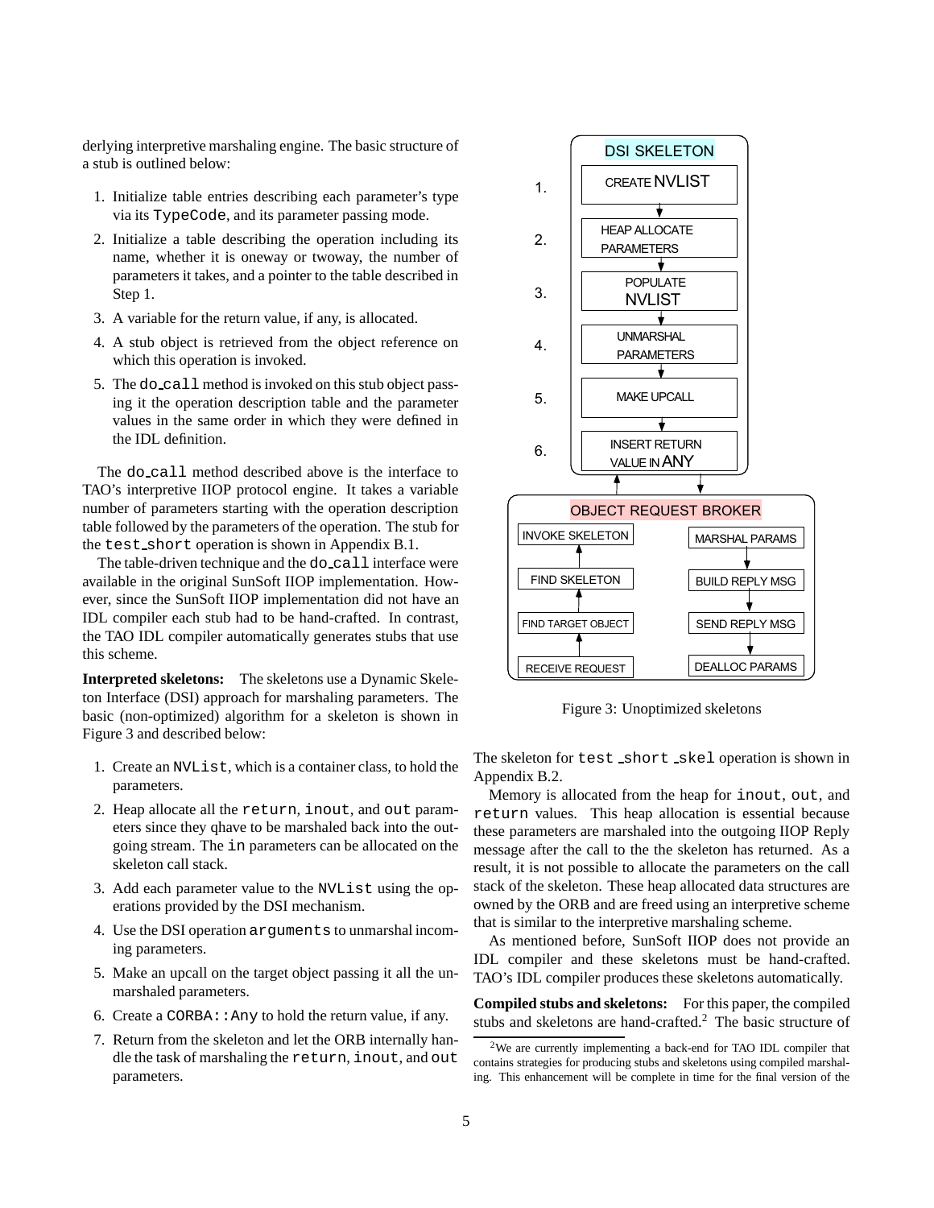derlying interpretive marshaling engine. The basic structure of a stub is outlined below:

1. Initialize table entries describing each parameter's type via its `TypeCode`, and its parameter passing mode.
2. Initialize a table describing the operation including its name, whether it is oneway or twoway, the number of parameters it takes, and a pointer to the table described in Step 1.
3. A variable for the return value, if any, is allocated.
4. A stub object is retrieved from the object reference on which this operation is invoked.
5. The `do_call` method is invoked on this stub object passing it the operation description table and the parameter values in the same order in which they were defined in the IDL definition.

The `do_call` method described above is the interface to TAO's interpretive IIOP protocol engine. It takes a variable number of parameters starting with the operation description table followed by the parameters of the operation. The stub for the `test_short` operation is shown in Appendix B.1.

The table-driven technique and the `do_call` interface were available in the original SunSoft IIOP implementation. However, since the SunSoft IIOP implementation did not have an IDL compiler each stub had to be hand-crafted. In contrast, the TAO IDL compiler automatically generates stubs that use this scheme.

**Interpreted skeletons:** The skeletons use a Dynamic Skeleton Interface (DSI) approach for marshaling parameters. The basic (non-optimized) algorithm for a skeleton is shown in Figure 3 and described below:

1. Create an `NVList`, which is a container class, to hold the parameters.
2. Heap allocate all the `return`, `inout`, and `out` parameters since they qhave to be marshaled back into the outgoing stream. The `in` parameters can be allocated on the skeleton call stack.
3. Add each parameter value to the `NVList` using the operations provided by the DSI mechanism.
4. Use the DSI operation `arguments` to unmarshal incoming parameters.
5. Make an upcall on the target object passing it all the unmarshaled parameters.
6. Create a `CORBA::Any` to hold the return value, if any.
7. Return from the skeleton and let the ORB internally handle the task of marshaling the `return`, `inout`, and `out` parameters.

Figure 3: Unoptimized skeletons

The skeleton for `test_short_skel` operation is shown in Appendix B.2.

Memory is allocated from the heap for `inout`, `out`, and `return` values. This heap allocation is essential because these parameters are marshaled into the outgoing IIOP Reply message after the call to the the skeleton has returned. As a result, it is not possible to allocate the parameters on the call stack of the skeleton. These heap allocated data structures are owned by the ORB and are freed using an interpretive scheme that is similar to the interpretive marshaling scheme.

As mentioned before, SunSoft IIOP does not provide an IDL compiler and these skeletons must be hand-crafted. TAO's IDL compiler produces these skeletons automatically.

**Compiled stubs and skeletons:** For this paper, the compiled stubs and skeletons are hand-crafted.[2] The basic structure of

[2] We are currently implementing a back-end for TAO IDL compiler that contains strategies for producing stubs and skeletons using compiled marshaling. This enhancement will be complete in time for the final version of the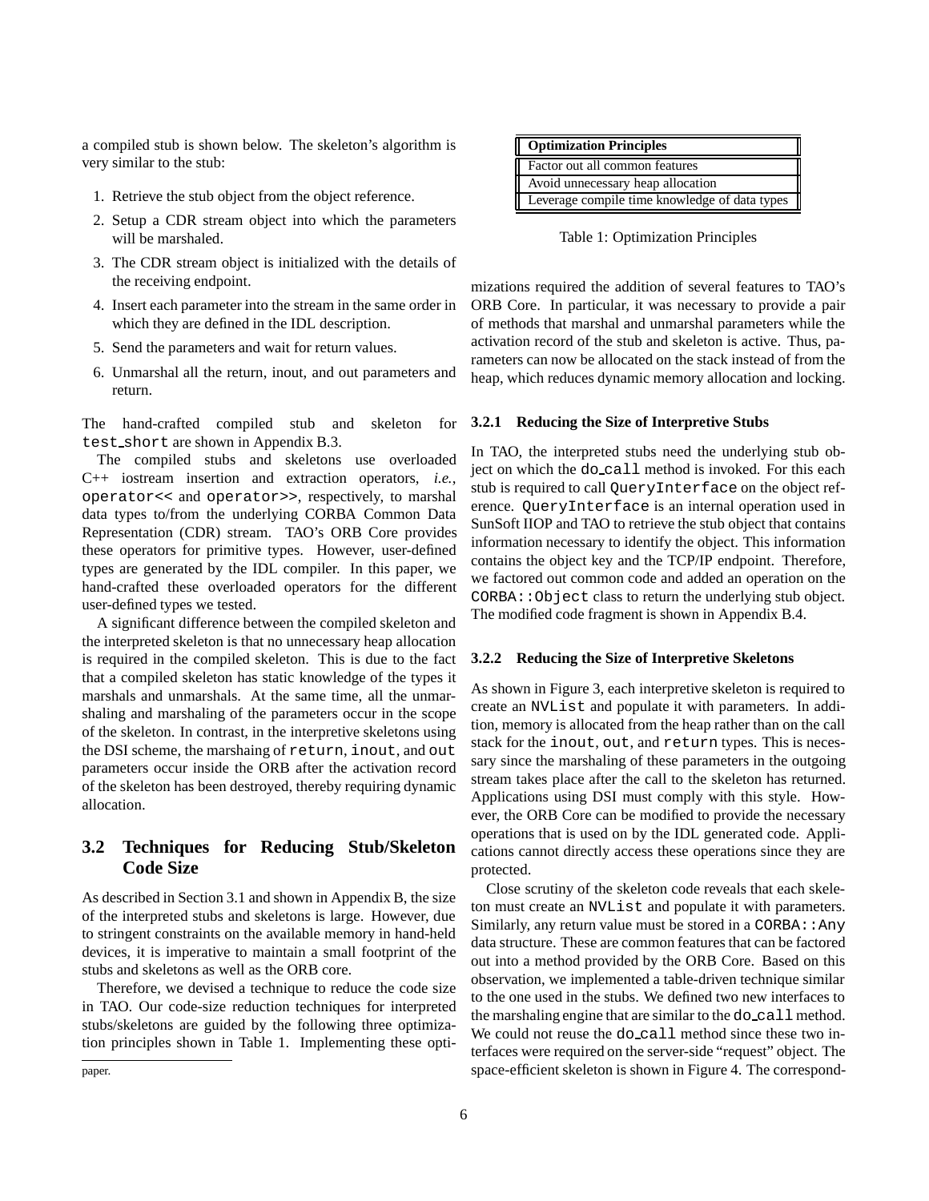a compiled stub is shown below. The skeleton's algorithm is very similar to the stub:

1. Retrieve the stub object from the object reference.
2. Setup a CDR stream object into which the parameters will be marshaled.
3. The CDR stream object is initialized with the details of the receiving endpoint.
4. Insert each parameter into the stream in the same order in which they are defined in the IDL description.
5. Send the parameters and wait for return values.
6. Unmarshal all the return, inout, and out parameters and return.

The hand-crafted compiled stub and skeleton for `test_short` are shown in Appendix B.3.

The compiled stubs and skeletons use overloaded C++ iostream insertion and extraction operators, *i.e.*, `operator<<` and `operator>>`, respectively, to marshal data types to/from the underlying CORBA Common Data Representation (CDR) stream. TAO's ORB Core provides these operators for primitive types. However, user-defined types are generated by the IDL compiler. In this paper, we hand-crafted these overloaded operators for the different user-defined types we tested.

A significant difference between the compiled skeleton and the interpreted skeleton is that no unnecessary heap allocation is required in the compiled skeleton. This is due to the fact that a compiled skeleton has static knowledge of the types it marshals and unmarshals. At the same time, all the unmarshaling and marshaling of the parameters occur in the scope of the skeleton. In contrast, in the interpretive skeletons using the DSI scheme, the marshaing of `return`, `inout`, and `out` parameters occur inside the ORB after the activation record of the skeleton has been destroyed, thereby requiring dynamic allocation.

## 3.2 Techniques for Reducing Stub/Skeleton Code Size

As described in Section 3.1 and shown in Appendix B, the size of the interpreted stubs and skeletons is large. However, due to stringent constraints on the available memory in hand-held devices, it is imperative to maintain a small footprint of the stubs and skeletons as well as the ORB core.

Therefore, we devised a technique to reduce the code size in TAO. Our code-size reduction techniques for interpreted stubs/skeletons are guided by the following three optimization principles shown in Table 1. Implementing these optimizations required the addition of several features to TAO's ORB Core. In particular, it was necessary to provide a pair of methods that marshal and unmarshal parameters while the activation record of the stub and skeleton is active. Thus, parameters can now be allocated on the stack instead of from the heap, which reduces dynamic memory allocation and locking.

| **Optimization Principles** |
|---|
| Factor out all common features |
| Avoid unnecessary heap allocation |
| Leverage compile time knowledge of data types |

Table 1: Optimization Principles

paper.

### 3.2.1 Reducing the Size of Interpretive Stubs

In TAO, the interpreted stubs need the underlying stub object on which the `do_call` method is invoked. For this each stub is required to call `QueryInterface` on the object reference. `QueryInterface` is an internal operation used in SunSoft IIOP and TAO to retrieve the stub object that contains information necessary to identify the object. This information contains the object key and the TCP/IP endpoint. Therefore, we factored out common code and added an operation on the `CORBA::Object` class to return the underlying stub object. The modified code fragment is shown in Appendix B.4.

### 3.2.2 Reducing the Size of Interpretive Skeletons

As shown in Figure 3, each interpretive skeleton is required to create an `NVList` and populate it with parameters. In addition, memory is allocated from the heap rather than on the call stack for the `inout`, `out`, and `return` types. This is necessary since the marshaling of these parameters in the outgoing stream takes place after the call to the skeleton has returned. Applications using DSI must comply with this style. However, the ORB Core can be modified to provide the necessary operations that is used on by the IDL generated code. Applications cannot directly access these operations since they are protected.

Close scrutiny of the skeleton code reveals that each skeleton must create an `NVList` and populate it with parameters. Similarly, any return value must be stored in a `CORBA::Any` data structure. These are common features that can be factored out into a method provided by the ORB Core. Based on this observation, we implemented a table-driven technique similar to the one used in the stubs. We defined two new interfaces to the marshaling engine that are similar to the `do_call` method. We could not reuse the `do_call` method since these two interfaces were required on the server-side "request" object. The space-efficient skeleton is shown in Figure 4. The correspond-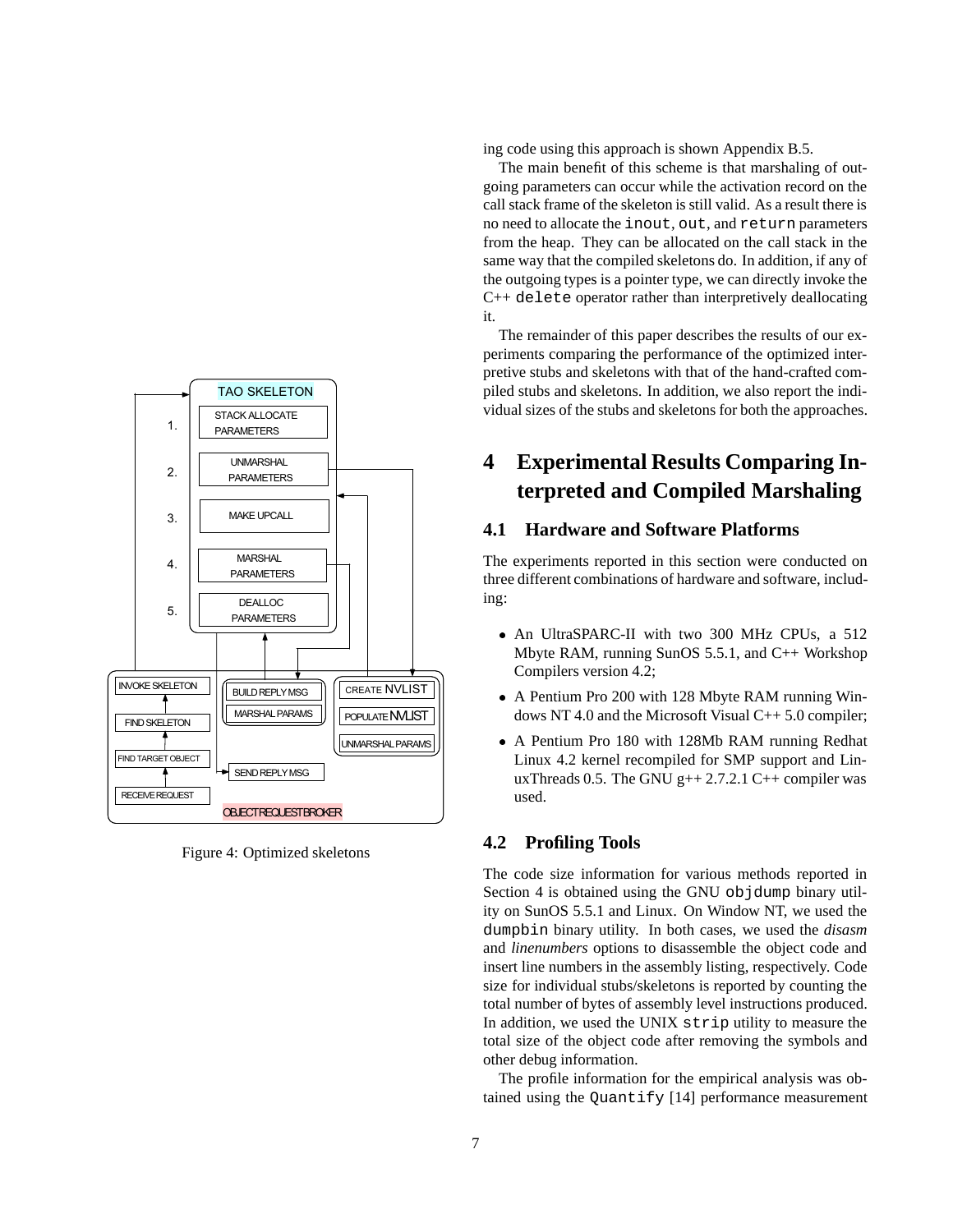ing code using this approach is shown Appendix B.5.

The main benefit of this scheme is that marshaling of outgoing parameters can occur while the activation record on the call stack frame of the skeleton is still valid. As a result there is no need to allocate the `inout`, `out`, and `return` parameters from the heap. They can be allocated on the call stack in the same way that the compiled skeletons do. In addition, if any of the outgoing types is a pointer type, we can directly invoke the C++ `delete` operator rather than interpretively deallocating it.

The remainder of this paper describes the results of our experiments comparing the performance of the optimized interpretive stubs and skeletons with that of the hand-crafted compiled stubs and skeletons. In addition, we also report the individual sizes of the stubs and skeletons for both the approaches.

Figure 4: Optimized skeletons

# 4 Experimental Results Comparing Interpreted and Compiled Marshaling

## 4.1 Hardware and Software Platforms

The experiments reported in this section were conducted on three different combinations of hardware and software, including:

- An UltraSPARC-II with two 300 MHz CPUs, a 512 Mbyte RAM, running SunOS 5.5.1, and C++ Workshop Compilers version 4.2;
- A Pentium Pro 200 with 128 Mbyte RAM running Windows NT 4.0 and the Microsoft Visual C++ 5.0 compiler;
- A Pentium Pro 180 with 128Mb RAM running Redhat Linux 4.2 kernel recompiled for SMP support and LinuxThreads 0.5. The GNU g++ 2.7.2.1 C++ compiler was used.

## 4.2 Profiling Tools

The code size information for various methods reported in Section 4 is obtained using the GNU `objdump` binary utility on SunOS 5.5.1 and Linux. On Window NT, we used the `dumpbin` binary utility. In both cases, we used the *disasm* and *linenumbers* options to disassemble the object code and insert line numbers in the assembly listing, respectively. Code size for individual stubs/skeletons is reported by counting the total number of bytes of assembly level instructions produced. In addition, we used the UNIX `strip` utility to measure the total size of the object code after removing the symbols and other debug information.

The profile information for the empirical analysis was obtained using the `Quantify` [14] performance measurement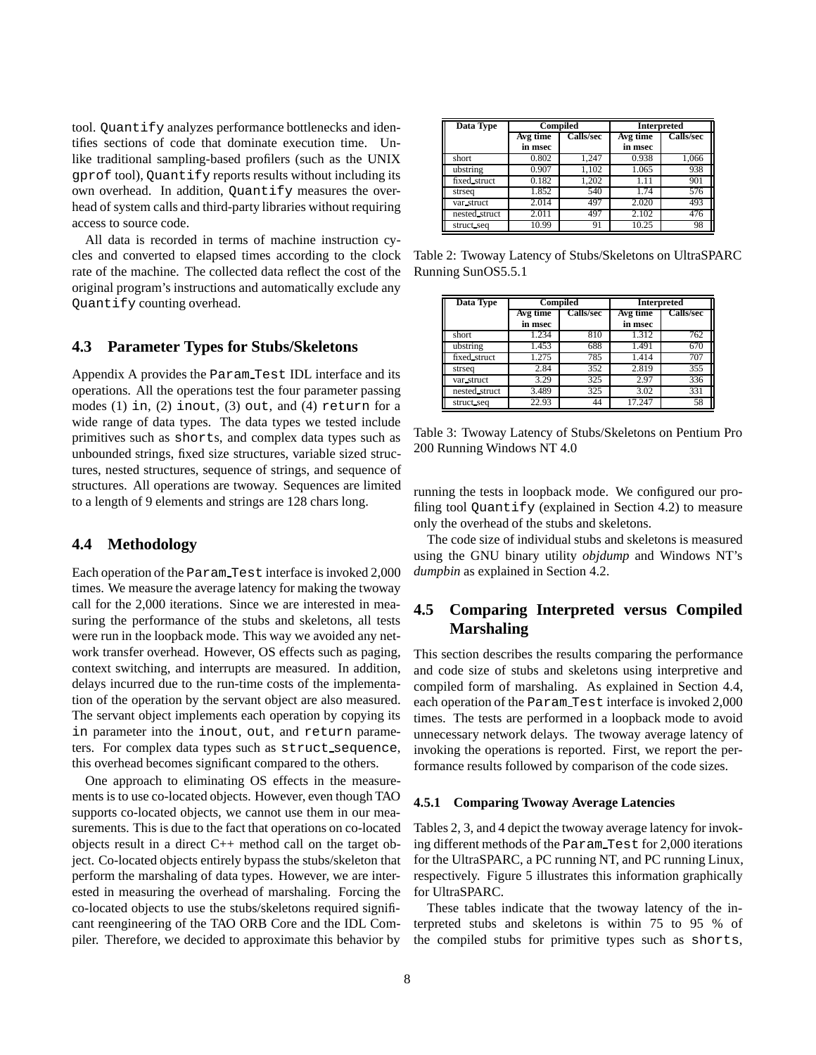tool. Quantify analyzes performance bottlenecks and identifies sections of code that dominate execution time. Unlike traditional sampling-based profilers (such as the UNIX gprof tool), Quantify reports results without including its own overhead. In addition, Quantify measures the overhead of system calls and third-party libraries without requiring access to source code.

All data is recorded in terms of machine instruction cycles and converted to elapsed times according to the clock rate of the machine. The collected data reflect the cost of the original program's instructions and automatically exclude any Quantify counting overhead.

### 4.3 Parameter Types for Stubs/Skeletons

Appendix A provides the Param_Test IDL interface and its operations. All the operations test the four parameter passing modes (1) in, (2) inout, (3) out, and (4) return for a wide range of data types. The data types we tested include primitives such as shorts, and complex data types such as unbounded strings, fixed size structures, variable sized structures, nested structures, sequence of strings, and sequence of structures. All operations are twoway. Sequences are limited to a length of 9 elements and strings are 128 chars long.

### 4.4 Methodology

Each operation of the Param_Test interface is invoked 2,000 times. We measure the average latency for making the twoway call for the 2,000 iterations. Since we are interested in measuring the performance of the stubs and skeletons, all tests were run in the loopback mode. This way we avoided any network transfer overhead. However, OS effects such as paging, context switching, and interrupts are measured. In addition, delays incurred due to the run-time costs of the implementation of the operation by the servant object are also measured. The servant object implements each operation by copying its in parameter into the inout, out, and return parameters. For complex data types such as struct_sequence, this overhead becomes significant compared to the others.

One approach to eliminating OS effects in the measurements is to use co-located objects. However, even though TAO supports co-located objects, we cannot use them in our measurements. This is due to the fact that operations on co-located objects result in a direct C++ method call on the target object. Co-located objects entirely bypass the stubs/skeleton that perform the marshaling of data types. However, we are interested in measuring the overhead of marshaling. Forcing the co-located objects to use the stubs/skeletons required significant reengineering of the TAO ORB Core and the IDL Compiler. Therefore, we decided to approximate this behavior by running the tests in loopback mode. We configured our profiling tool Quantify (explained in Section 4.2) to measure only the overhead of the stubs and skeletons.

| Data Type | Compiled | | Interpreted | |
|---|---|---|---|---|
| | Avg time in msec | Calls/sec | Avg time in msec | Calls/sec |
| short | 0.802 | 1,247 | 0.938 | 1,066 |
| ubstring | 0.907 | 1,102 | 1.065 | 938 |
| fixed_struct | 0.182 | 1,202 | 1.11 | 901 |
| strseq | 1.852 | 540 | 1.74 | 576 |
| var_struct | 2.014 | 497 | 2.020 | 493 |
| nested_struct | 2.011 | 497 | 2.102 | 476 |
| struct_seq | 10.99 | 91 | 10.25 | 98 |

Table 2: Twoway Latency of Stubs/Skeletons on UltraSPARC Running SunOS5.5.1

| Data Type | Compiled | | Interpreted | |
|---|---|---|---|---|
| | Avg time in msec | Calls/sec | Avg time in msec | Calls/sec |
| short | 1.234 | 810 | 1.312 | 762 |
| ubstring | 1.453 | 688 | 1.491 | 670 |
| fixed_struct | 1.275 | 785 | 1.414 | 707 |
| strseq | 2.84 | 352 | 2.819 | 355 |
| var_struct | 3.29 | 325 | 2.97 | 336 |
| nested_struct | 3.489 | 325 | 3.02 | 331 |
| struct_seq | 22.93 | 44 | 17.247 | 58 |

Table 3: Twoway Latency of Stubs/Skeletons on Pentium Pro 200 Running Windows NT 4.0

The code size of individual stubs and skeletons is measured using the GNU binary utility *objdump* and Windows NT's *dumpbin* as explained in Section 4.2.

### 4.5 Comparing Interpreted versus Compiled Marshaling

This section describes the results comparing the performance and code size of stubs and skeletons using interpretive and compiled form of marshaling. As explained in Section 4.4, each operation of the Param_Test interface is invoked 2,000 times. The tests are performed in a loopback mode to avoid unnecessary network delays. The twoway average latency of invoking the operations is reported. First, we report the performance results followed by comparison of the code sizes.

#### 4.5.1 Comparing Twoway Average Latencies

Tables 2, 3, and 4 depict the twoway average latency for invoking different methods of the Param_Test for 2,000 iterations for the UltraSPARC, a PC running NT, and PC running Linux, respectively. Figure 5 illustrates this information graphically for UltraSPARC.

These tables indicate that the twoway latency of the interpreted stubs and skeletons is within 75 to 95 % of the compiled stubs for primitive types such as shorts,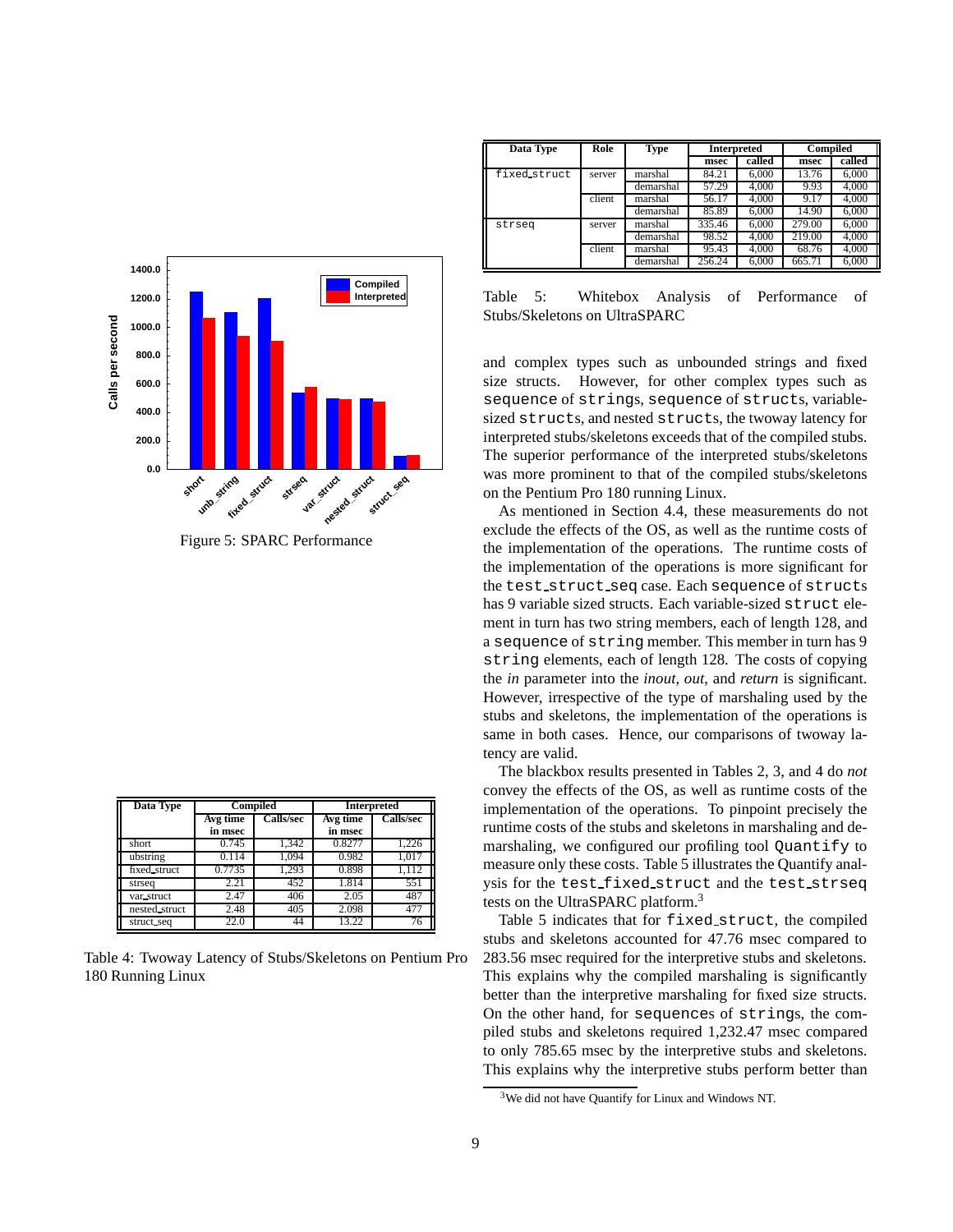Figure 5: SPARC Performance

| Data Type | Compiled | | Interpreted | |
|---|---|---|---|---|
| | Avg time in msec | Calls/sec | Avg time in msec | Calls/sec |
| short | 0.745 | 1,342 | 0.8277 | 1,226 |
| ubstring | 0.114 | 1,094 | 0.982 | 1,017 |
| fixed_struct | 0.7735 | 1,293 | 0.898 | 1,112 |
| strseq | 2.21 | 452 | 1.814 | 551 |
| var_struct | 2.47 | 406 | 2.05 | 487 |
| nested_struct | 2.48 | 405 | 2.098 | 477 |
| struct_seq | 22.0 | 44 | 13.22 | 76 |

Table 4: Twoway Latency of Stubs/Skeletons on Pentium Pro 180 Running Linux

| Data Type | Role | Type | Interpreted | | Compiled | |
|---|---|---|---|---|---|---|
| | | | msec | called | msec | called |
| fixed_struct | server | marshal | 84.21 | 6,000 | 13.76 | 6,000 |
| | | demarshal | 57.29 | 4,000 | 9.93 | 4,000 |
| | client | marshal | 56.17 | 4,000 | 9.17 | 4,000 |
| | | demarshal | 85.89 | 6,000 | 14.90 | 6,000 |
| strseq | server | marshal | 335.46 | 6,000 | 279.00 | 6,000 |
| | | demarshal | 98.52 | 4,000 | 219.00 | 4,000 |
| | client | marshal | 95.43 | 4,000 | 68.76 | 4,000 |
| | | demarshal | 256.24 | 6,000 | 665.71 | 6,000 |

Table 5: Whitebox Analysis of Performance of Stubs/Skeletons on UltraSPARC

and complex types such as unbounded strings and fixed size structs. However, for other complex types such as `sequence` of `string`s, `sequence` of `struct`s, variable-sized `struct`s, and nested `struct`s, the twoway latency for interpreted stubs/skeletons exceeds that of the compiled stubs. The superior performance of the interpreted stubs/skeletons was more prominent to that of the compiled stubs/skeletons on the Pentium Pro 180 running Linux.

As mentioned in Section 4.4, these measurements do not exclude the effects of the OS, as well as the runtime costs of the implementation of the operations. The runtime costs of the implementation of the operations is more significant for the `test_struct_seq` case. Each `sequence` of `struct`s has 9 variable sized structs. Each variable-sized `struct` element in turn has two string members, each of length 128, and a `sequence` of `string` member. This member in turn has 9 `string` elements, each of length 128. The costs of copying the *in* parameter into the *inout*, *out*, and *return* is significant. However, irrespective of the type of marshaling used by the stubs and skeletons, the implementation of the operations is same in both cases. Hence, our comparisons of twoway latency are valid.

The blackbox results presented in Tables 2, 3, and 4 do *not* convey the effects of the OS, as well as runtime costs of the implementation of the operations. To pinpoint precisely the runtime costs of the stubs and skeletons in marshaling and demarshaling, we configured our profiling tool `Quantify` to measure only these costs. Table 5 illustrates the Quantify analysis for the `test_fixed_struct` and the `test_strseq` tests on the UltraSPARC platform.[3]

Table 5 indicates that for `fixed_struct`, the compiled stubs and skeletons accounted for 47.76 msec compared to 283.56 msec required for the interpretive stubs and skeletons. This explains why the compiled marshaling is significantly better than the interpretive marshaling for fixed size structs. On the other hand, for `sequence`s of `string`s, the compiled stubs and skeletons required 1,232.47 msec compared to only 785.65 msec by the interpretive stubs and skeletons. This explains why the interpretive stubs perform better than

[3] We did not have Quantify for Linux and Windows NT.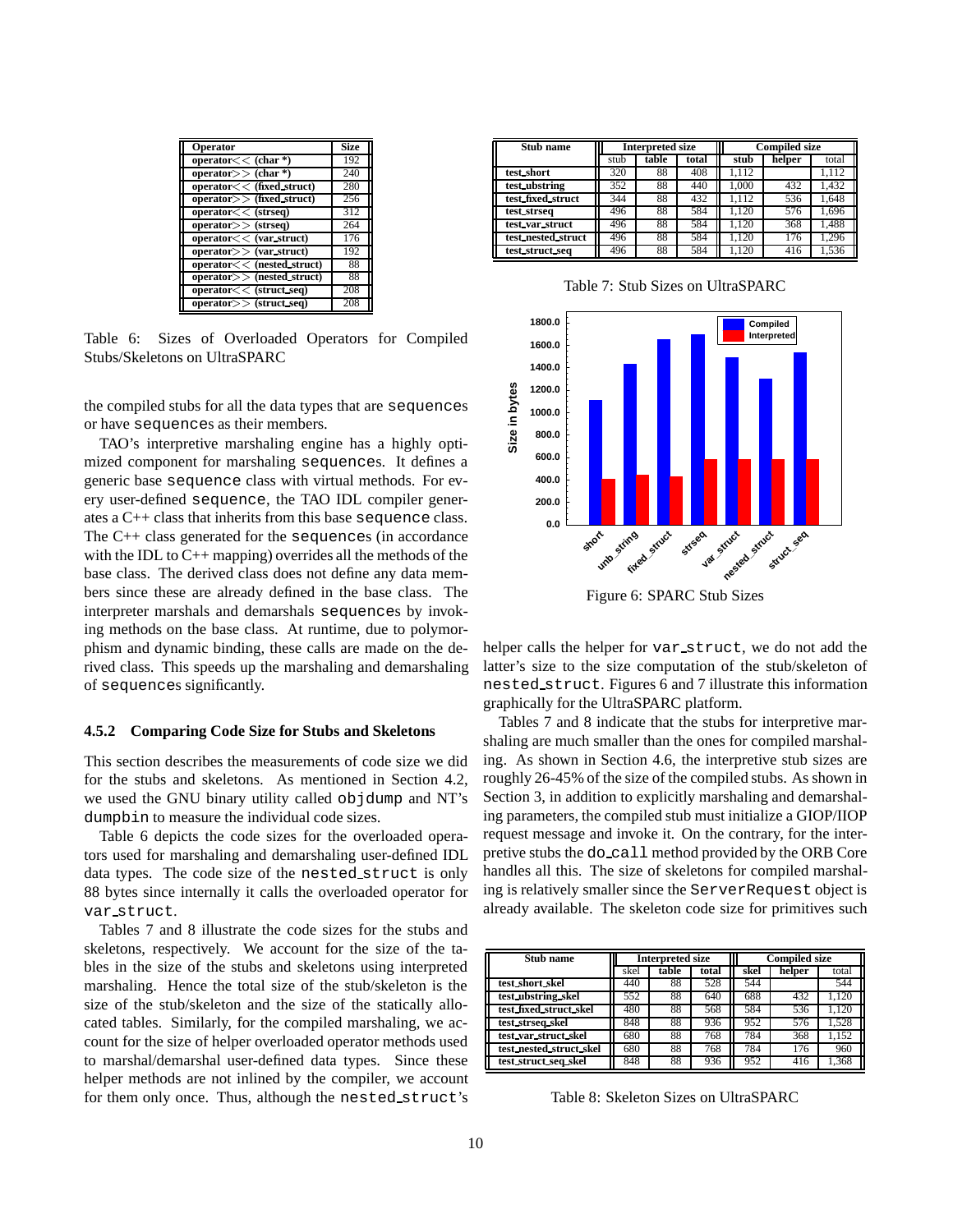| Operator | Size |
|---|---|
| operator<< (char *) | 192 |
| operator>> (char *) | 240 |
| operator<< (fixed_struct) | 280 |
| operator>> (fixed_struct) | 256 |
| operator<< (strseq) | 312 |
| operator>> (strseq) | 264 |
| operator<< (var_struct) | 176 |
| operator>> (var_struct) | 192 |
| operator<< (nested_struct) | 88 |
| operator>> (nested_struct) | 88 |
| operator<< (struct_seq) | 208 |
| operator>> (struct_seq) | 208 |

Table 6: Sizes of Overloaded Operators for Compiled Stubs/Skeletons on UltraSPARC

the compiled stubs for all the data types that are sequences or have sequences as their members.

TAO's interpretive marshaling engine has a highly optimized component for marshaling sequences. It defines a generic base sequence class with virtual methods. For every user-defined sequence, the TAO IDL compiler generates a C++ class that inherits from this base sequence class. The C++ class generated for the sequences (in accordance with the IDL to C++ mapping) overrides all the methods of the base class. The derived class does not define any data members since these are already defined in the base class. The interpreter marshals and demarshals sequences by invoking methods on the base class. At runtime, due to polymorphism and dynamic binding, these calls are made on the derived class. This speeds up the marshaling and demarshaling of sequences significantly.

### 4.5.2 Comparing Code Size for Stubs and Skeletons

This section describes the measurements of code size we did for the stubs and skeletons. As mentioned in Section 4.2, we used the GNU binary utility called objdump and NT's dumpbin to measure the individual code sizes.

Table 6 depicts the code sizes for the overloaded operators used for marshaling and demarshaling user-defined IDL data types. The code size of the nested_struct is only 88 bytes since internally it calls the overloaded operator for var_struct.

Tables 7 and 8 illustrate the code sizes for the stubs and skeletons, respectively. We account for the size of the tables in the size of the stubs and skeletons using interpreted marshaling. Hence the total size of the stub/skeleton is the size of the stub/skeleton and the size of the statically allocated tables. Similarly, for the compiled marshaling, we account for the size of helper overloaded operator methods used to marshal/demarshal user-defined data types. Since these helper methods are not inlined by the compiler, we account for them only once. Thus, although the nested_struct's helper calls the helper for var_struct, we do not add the latter's size to the size computation of the stub/skeleton of nested_struct. Figures 6 and 7 illustrate this information graphically for the UltraSPARC platform.

| Stub name | Interpreted size | | | Compiled size | | |
|---|---|---|---|---|---|---|
| | stub | table | total | stub | helper | total |
| test_short | 320 | 88 | 408 | 1,112 | | 1,112 |
| test_ubstring | 352 | 88 | 440 | 1,000 | 432 | 1,432 |
| test_fixed_struct | 344 | 88 | 432 | 1,112 | 536 | 1,648 |
| test_strseq | 496 | 88 | 584 | 1,120 | 576 | 1,696 |
| test_var_struct | 496 | 88 | 584 | 1,120 | 368 | 1,488 |
| test_nested_struct | 496 | 88 | 584 | 1,120 | 176 | 1,296 |
| test_struct_seq | 496 | 88 | 584 | 1,120 | 416 | 1,536 |

Table 7: Stub Sizes on UltraSPARC

Figure 6: SPARC Stub Sizes

Tables 7 and 8 indicate that the stubs for interpretive marshaling are much smaller than the ones for compiled marshaling. As shown in Section 4.6, the interpretive stub sizes are roughly 26-45% of the size of the compiled stubs. As shown in Section 3, in addition to explicitly marshaling and demarshaling parameters, the compiled stub must initialize a GIOP/IIOP request message and invoke it. On the contrary, for the interpretive stubs the do_call method provided by the ORB Core handles all this. The size of skeletons for compiled marshaling is relatively smaller since the ServerRequest object is already available. The skeleton code size for primitives such

| Stub name | Interpreted size | | | Compiled size | | |
|---|---|---|---|---|---|---|
| | skel | table | total | skel | helper | total |
| test_short_skel | 440 | 88 | 528 | 544 | | 544 |
| test_ubstring_skel | 552 | 88 | 640 | 688 | 432 | 1,120 |
| test_fixed_struct_skel | 480 | 88 | 568 | 584 | 536 | 1,120 |
| test_strseq_skel | 848 | 88 | 936 | 952 | 576 | 1,528 |
| test_var_struct_skel | 680 | 88 | 768 | 784 | 368 | 1,152 |
| test_nested_struct_skel | 680 | 88 | 768 | 784 | 176 | 960 |
| test_struct_seq_skel | 848 | 88 | 936 | 952 | 416 | 1,368 |

Table 8: Skeleton Sizes on UltraSPARC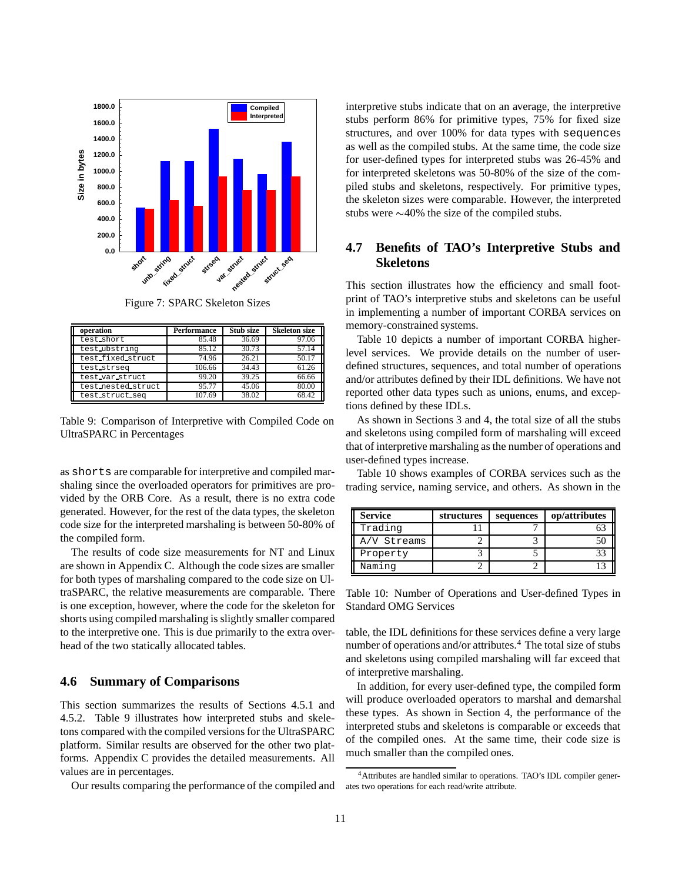Figure 7: SPARC Skeleton Sizes

| operation | Performance | Stub size | Skeleton size |
|---|---|---|---|
| test_short | 85.48 | 36.69 | 97.06 |
| test_ubstring | 85.12 | 30.73 | 57.14 |
| test_fixed_struct | 74.96 | 26.21 | 50.17 |
| test_strseq | 106.66 | 34.43 | 61.26 |
| test_var_struct | 99.20 | 39.25 | 66.66 |
| test_nested_struct | 95.77 | 45.06 | 80.00 |
| test_struct_seq | 107.69 | 38.02 | 68.42 |

Table 9: Comparison of Interpretive with Compiled Code on UltraSPARC in Percentages

as shorts are comparable for interpretive and compiled marshaling since the overloaded operators for primitives are provided by the ORB Core. As a result, there is no extra code generated. However, for the rest of the data types, the skeleton code size for the interpreted marshaling is between 50-80% of the compiled form.

The results of code size measurements for NT and Linux are shown in Appendix C. Although the code sizes are smaller for both types of marshaling compared to the code size on UltraSPARC, the relative measurements are comparable. There is one exception, however, where the code for the skeleton for shorts using compiled marshaling is slightly smaller compared to the interpretive one. This is due primarily to the extra overhead of the two statically allocated tables.

## 4.6 Summary of Comparisons

This section summarizes the results of Sections 4.5.1 and 4.5.2. Table 9 illustrates how interpreted stubs and skeletons compared with the compiled versions for the UltraSPARC platform. Similar results are observed for the other two platforms. Appendix C provides the detailed measurements. All values are in percentages.

Our results comparing the performance of the compiled and interpretive stubs indicate that on an average, the interpretive stubs perform 86% for primitive types, 75% for fixed size structures, and over 100% for data types with sequences as well as the compiled stubs. At the same time, the code size for user-defined types for interpreted stubs was 26-45% and for interpreted skeletons was 50-80% of the size of the compiled stubs and skeletons, respectively. For primitive types, the skeleton sizes were comparable. However, the interpreted stubs were ∼40% the size of the compiled stubs.

## 4.7 Benefits of TAO's Interpretive Stubs and Skeletons

This section illustrates how the efficiency and small footprint of TAO's interpretive stubs and skeletons can be useful in implementing a number of important CORBA services on memory-constrained systems.

Table 10 depicts a number of important CORBA higher-level services. We provide details on the number of user-defined structures, sequences, and total number of operations and/or attributes defined by their IDL definitions. We have not reported other data types such as unions, enums, and exceptions defined by these IDLs.

As shown in Sections 3 and 4, the total size of all the stubs and skeletons using compiled form of marshaling will exceed that of interpretive marshaling as the number of operations and user-defined types increase.

Table 10 shows examples of CORBA services such as the trading service, naming service, and others. As shown in the table, the IDL definitions for these services define a very large number of operations and/or attributes.[4] The total size of stubs and skeletons using compiled marshaling will far exceed that of interpretive marshaling.

| Service | structures | sequences | op/attributes |
|---|---|---|---|
| Trading | 11 | 7 | 63 |
| A/V Streams | 2 | 3 | 50 |
| Property | 3 | 5 | 33 |
| Naming | 2 | 2 | 13 |

Table 10: Number of Operations and User-defined Types in Standard OMG Services

In addition, for every user-defined type, the compiled form will produce overloaded operators to marshal and demarshal these types. As shown in Section 4, the performance of the interpreted stubs and skeletons is comparable or exceeds that of the compiled ones. At the same time, their code size is much smaller than the compiled ones.

[4] Attributes are handled similar to operations. TAO's IDL compiler generates two operations for each read/write attribute.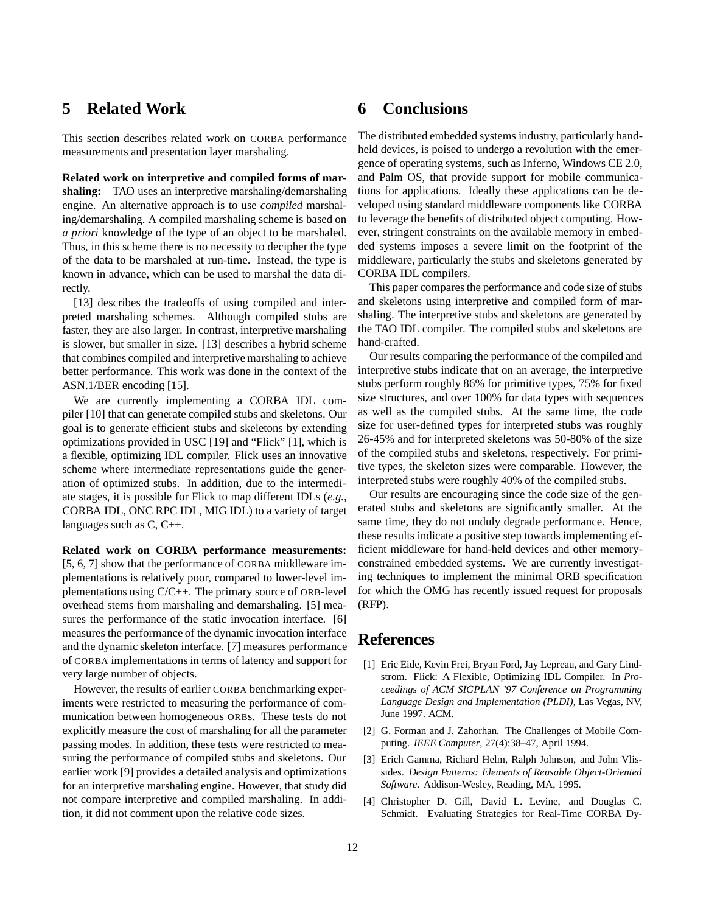## 5 Related Work

This section describes related work on CORBA performance measurements and presentation layer marshaling.

**Related work on interpretive and compiled forms of marshaling:** TAO uses an interpretive marshaling/demarshaling engine. An alternative approach is to use *compiled* marshaling/demarshaling. A compiled marshaling scheme is based on *a priori* knowledge of the type of an object to be marshaled. Thus, in this scheme there is no necessity to decipher the type of the data to be marshaled at run-time. Instead, the type is known in advance, which can be used to marshal the data directly.

[13] describes the tradeoffs of using compiled and interpreted marshaling schemes. Although compiled stubs are faster, they are also larger. In contrast, interpretive marshaling is slower, but smaller in size. [13] describes a hybrid scheme that combines compiled and interpretive marshaling to achieve better performance. This work was done in the context of the ASN.1/BER encoding [15].

We are currently implementing a CORBA IDL compiler [10] that can generate compiled stubs and skeletons. Our goal is to generate efficient stubs and skeletons by extending optimizations provided in USC [19] and "Flick" [1], which is a flexible, optimizing IDL compiler. Flick uses an innovative scheme where intermediate representations guide the generation of optimized stubs. In addition, due to the intermediate stages, it is possible for Flick to map different IDLs (*e.g.,* CORBA IDL, ONC RPC IDL, MIG IDL) to a variety of target languages such as C, C++.

**Related work on CORBA performance measurements:** [5, 6, 7] show that the performance of CORBA middleware implementations is relatively poor, compared to lower-level implementations using C/C++. The primary source of ORB-level overhead stems from marshaling and demarshaling. [5] measures the performance of the static invocation interface. [6] measures the performance of the dynamic invocation interface and the dynamic skeleton interface. [7] measures performance of CORBA implementations in terms of latency and support for very large number of objects.

However, the results of earlier CORBA benchmarking experiments were restricted to measuring the performance of communication between homogeneous ORBs. These tests do not explicitly measure the cost of marshaling for all the parameter passing modes. In addition, these tests were restricted to measuring the performance of compiled stubs and skeletons. Our earlier work [9] provides a detailed analysis and optimizations for an interpretive marshaling engine. However, that study did not compare interpretive and compiled marshaling. In addition, it did not comment upon the relative code sizes.

## 6 Conclusions

The distributed embedded systems industry, particularly handheld devices, is poised to undergo a revolution with the emergence of operating systems, such as Inferno, Windows CE 2.0, and Palm OS, that provide support for mobile communications for applications. Ideally these applications can be developed using standard middleware components like CORBA to leverage the benefits of distributed object computing. However, stringent constraints on the available memory in embedded systems imposes a severe limit on the footprint of the middleware, particularly the stubs and skeletons generated by CORBA IDL compilers.

This paper compares the performance and code size of stubs and skeletons using interpretive and compiled form of marshaling. The interpretive stubs and skeletons are generated by the TAO IDL compiler. The compiled stubs and skeletons are hand-crafted.

Our results comparing the performance of the compiled and interpretive stubs indicate that on an average, the interpretive stubs perform roughly 86% for primitive types, 75% for fixed size structures, and over 100% for data types with sequences as well as the compiled stubs. At the same time, the code size for user-defined types for interpreted stubs was roughly 26-45% and for interpreted skeletons was 50-80% of the size of the compiled stubs and skeletons, respectively. For primitive types, the skeleton sizes were comparable. However, the interpreted stubs were roughly 40% of the compiled stubs.

Our results are encouraging since the code size of the generated stubs and skeletons are significantly smaller. At the same time, they do not unduly degrade performance. Hence, these results indicate a positive step towards implementing efficient middleware for hand-held devices and other memory-constrained embedded systems. We are currently investigating techniques to implement the minimal ORB specification for which the OMG has recently issued request for proposals (RFP).

## References

[1] Eric Eide, Kevin Frei, Bryan Ford, Jay Lepreau, and Gary Lindstrom. Flick: A Flexible, Optimizing IDL Compiler. In *Proceedings of ACM SIGPLAN '97 Conference on Programming Language Design and Implementation (PLDI)*, Las Vegas, NV, June 1997. ACM.

[2] G. Forman and J. Zahorhan. The Challenges of Mobile Computing. *IEEE Computer*, 27(4):38–47, April 1994.

[3] Erich Gamma, Richard Helm, Ralph Johnson, and John Vlissides. *Design Patterns: Elements of Reusable Object-Oriented Software*. Addison-Wesley, Reading, MA, 1995.

[4] Christopher D. Gill, David L. Levine, and Douglas C. Schmidt. Evaluating Strategies for Real-Time CORBA Dy-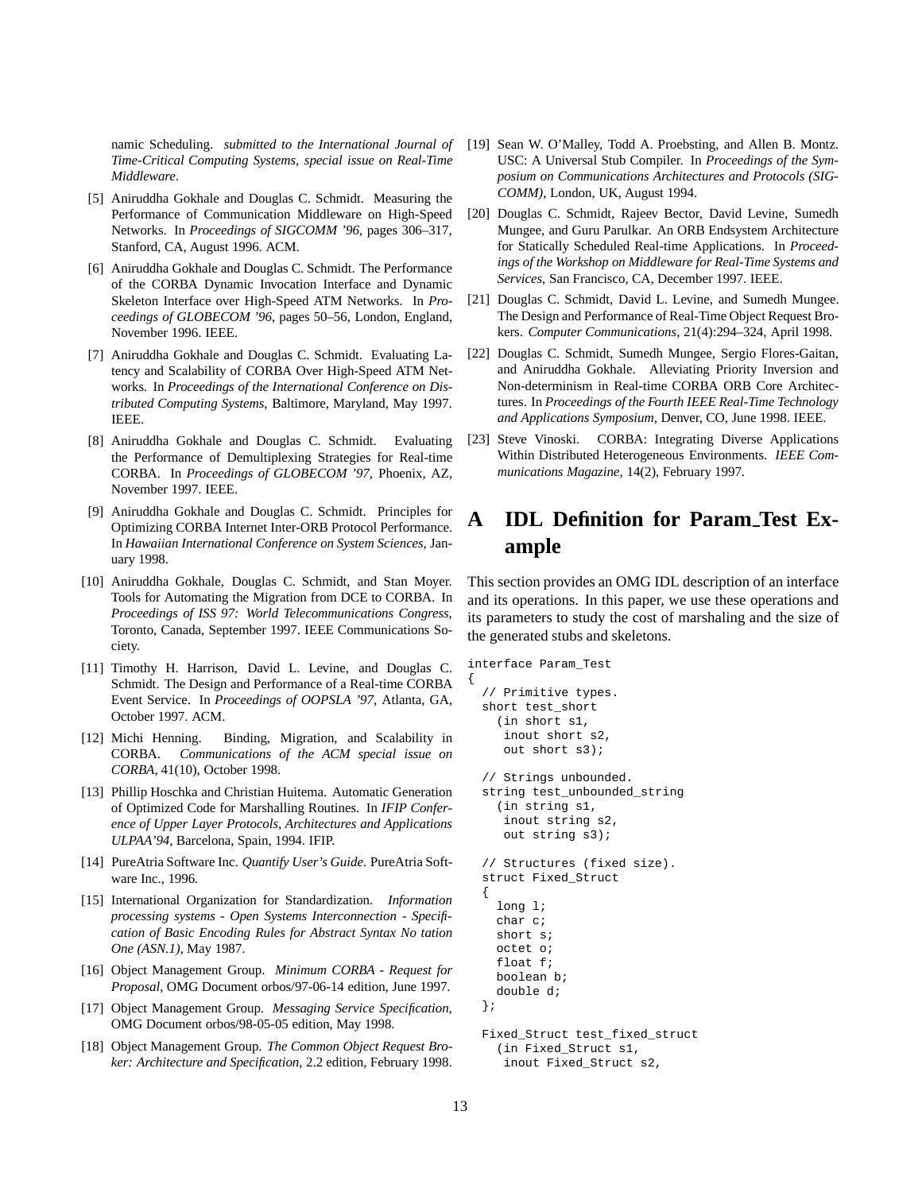namic Scheduling. *submitted to the International Journal of Time-Critical Computing Systems, special issue on Real-Time Middleware*.

[5] Aniruddha Gokhale and Douglas C. Schmidt. Measuring the Performance of Communication Middleware on High-Speed Networks. In *Proceedings of SIGCOMM '96*, pages 306–317, Stanford, CA, August 1996. ACM.

[6] Aniruddha Gokhale and Douglas C. Schmidt. The Performance of the CORBA Dynamic Invocation Interface and Dynamic Skeleton Interface over High-Speed ATM Networks. In *Proceedings of GLOBECOM '96*, pages 50–56, London, England, November 1996. IEEE.

[7] Aniruddha Gokhale and Douglas C. Schmidt. Evaluating Latency and Scalability of CORBA Over High-Speed ATM Networks. In *Proceedings of the International Conference on Distributed Computing Systems*, Baltimore, Maryland, May 1997. IEEE.

[8] Aniruddha Gokhale and Douglas C. Schmidt. Evaluating the Performance of Demultiplexing Strategies for Real-time CORBA. In *Proceedings of GLOBECOM '97*, Phoenix, AZ, November 1997. IEEE.

[9] Aniruddha Gokhale and Douglas C. Schmidt. Principles for Optimizing CORBA Internet Inter-ORB Protocol Performance. In *Hawaiian International Conference on System Sciences*, January 1998.

[10] Aniruddha Gokhale, Douglas C. Schmidt, and Stan Moyer. Tools for Automating the Migration from DCE to CORBA. In *Proceedings of ISS 97: World Telecommunications Congress*, Toronto, Canada, September 1997. IEEE Communications Society.

[11] Timothy H. Harrison, David L. Levine, and Douglas C. Schmidt. The Design and Performance of a Real-time CORBA Event Service. In *Proceedings of OOPSLA '97*, Atlanta, GA, October 1997. ACM.

[12] Michi Henning. Binding, Migration, and Scalability in CORBA. *Communications of the ACM special issue on CORBA*, 41(10), October 1998.

[13] Phillip Hoschka and Christian Huitema. Automatic Generation of Optimized Code for Marshalling Routines. In *IFIP Conference of Upper Layer Protocols, Architectures and Applications ULPAA'94*, Barcelona, Spain, 1994. IFIP.

[14] PureAtria Software Inc. *Quantify User's Guide*. PureAtria Software Inc., 1996.

[15] International Organization for Standardization. *Information processing systems - Open Systems Interconnection - Specification of Basic Encoding Rules for Abstract Syntax No tation One (ASN.1)*, May 1987.

[16] Object Management Group. *Minimum CORBA - Request for Proposal*, OMG Document orbos/97-06-14 edition, June 1997.

[17] Object Management Group. *Messaging Service Specification*, OMG Document orbos/98-05-05 edition, May 1998.

[18] Object Management Group. *The Common Object Request Broker: Architecture and Specification*, 2.2 edition, February 1998.

[19] Sean W. O'Malley, Todd A. Proebsting, and Allen B. Montz. USC: A Universal Stub Compiler. In *Proceedings of the Symposium on Communications Architectures and Protocols (SIGCOMM)*, London, UK, August 1994.

[20] Douglas C. Schmidt, Rajeev Bector, David Levine, Sumedh Mungee, and Guru Parulkar. An ORB Endsystem Architecture for Statically Scheduled Real-time Applications. In *Proceedings of the Workshop on Middleware for Real-Time Systems and Services*, San Francisco, CA, December 1997. IEEE.

[21] Douglas C. Schmidt, David L. Levine, and Sumedh Mungee. The Design and Performance of Real-Time Object Request Brokers. *Computer Communications*, 21(4):294–324, April 1998.

[22] Douglas C. Schmidt, Sumedh Mungee, Sergio Flores-Gaitan, and Aniruddha Gokhale. Alleviating Priority Inversion and Non-determinism in Real-time CORBA ORB Core Architectures. In *Proceedings of the Fourth IEEE Real-Time Technology and Applications Symposium*, Denver, CO, June 1998. IEEE.

[23] Steve Vinoski. CORBA: Integrating Diverse Applications Within Distributed Heterogeneous Environments. *IEEE Communications Magazine*, 14(2), February 1997.

# A IDL Definition for Param_Test Example

This section provides an OMG IDL description of an interface and its operations. In this paper, we use these operations and its parameters to study the cost of marshaling and the size of the generated stubs and skeletons.

```
interface Param_Test
{
  // Primitive types.
  short test_short
    (in short s1,
     inout short s2,
     out short s3);

  // Strings unbounded.
  string test_unbounded_string
    (in string s1,
     inout string s2,
     out string s3);

  // Structures (fixed size).
  struct Fixed_Struct
  {
    long l;
    char c;
    short s;
    octet o;
    float f;
    boolean b;
    double d;
  };

  Fixed_Struct test_fixed_struct
    (in Fixed_Struct s1,
     inout Fixed_Struct s2,
```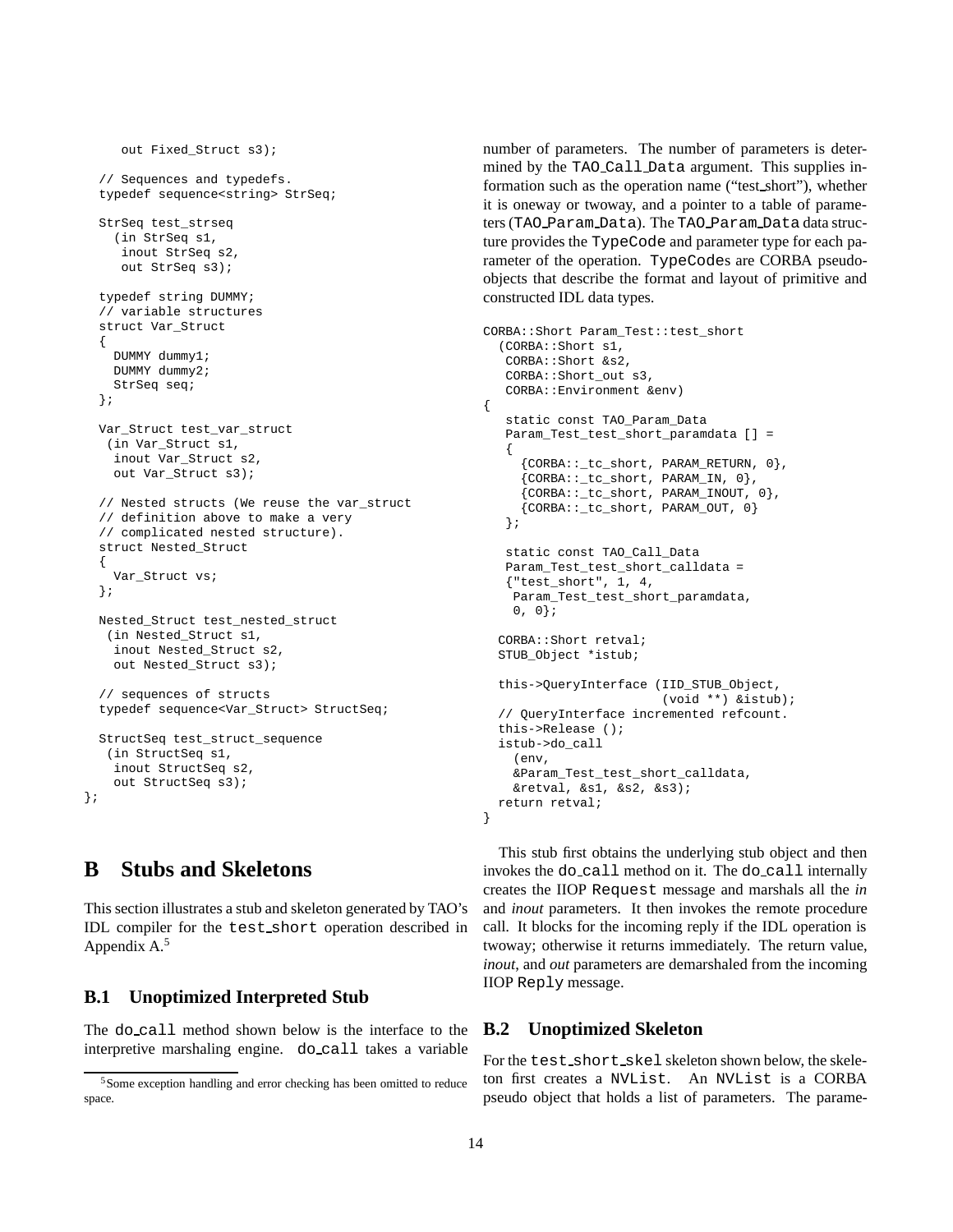```
    out Fixed_Struct s3);

  // Sequences and typedefs.
  typedef sequence<string> StrSeq;

  StrSeq test_strseq
    (in StrSeq s1,
     inout StrSeq s2,
     out StrSeq s3);

  typedef string DUMMY;
  // variable structures
  struct Var_Struct
  {
    DUMMY dummy1;
    DUMMY dummy2;
    StrSeq seq;
  };

  Var_Struct test_var_struct
   (in Var_Struct s1,
    inout Var_Struct s2,
    out Var_Struct s3);

  // Nested structs (We reuse the var_struct
  // definition above to make a very
  // complicated nested structure).
  struct Nested_Struct
  {
    Var_Struct vs;
  };

  Nested_Struct test_nested_struct
   (in Nested_Struct s1,
    inout Nested_Struct s2,
    out Nested_Struct s3);

  // sequences of structs
  typedef sequence<Var_Struct> StructSeq;

  StructSeq test_struct_sequence
   (in StructSeq s1,
    inout StructSeq s2,
    out StructSeq s3);
};
```

# B Stubs and Skeletons

This section illustrates a stub and skeleton generated by TAO's IDL compiler for the `test_short` operation described in Appendix A.[5]

## B.1 Unoptimized Interpreted Stub

The `do_call` method shown below is the interface to the interpretive marshaling engine. `do_call` takes a variable number of parameters. The number of parameters is determined by the `TAO_Call_Data` argument. This supplies information such as the operation name ("test_short"), whether it is oneway or twoway, and a pointer to a table of parameters (`TAO_Param_Data`). The `TAO_Param_Data` data structure provides the `TypeCode` and parameter type for each parameter of the operation. `TypeCode`s are CORBA pseudo-objects that describe the format and layout of primitive and constructed IDL data types.

```
CORBA::Short Param_Test::test_short
  (CORBA::Short s1,
   CORBA::Short &s2,
   CORBA::Short_out s3,
   CORBA::Environment &env)
{
   static const TAO_Param_Data
   Param_Test_test_short_paramdata [] =
   {
     {CORBA::_tc_short, PARAM_RETURN, 0},
     {CORBA::_tc_short, PARAM_IN, 0},
     {CORBA::_tc_short, PARAM_INOUT, 0},
     {CORBA::_tc_short, PARAM_OUT, 0}
   };

   static const TAO_Call_Data
   Param_Test_test_short_calldata =
   {"test_short", 1, 4,
    Param_Test_test_short_paramdata,
    0, 0};

  CORBA::Short retval;
  STUB_Object *istub;

  this->QueryInterface (IID_STUB_Object,
                        (void **) &istub);
  // QueryInterface incremented refcount.
  this->Release ();
  istub->do_call
    (env,
    &Param_Test_test_short_calldata,
    &retval, &s1, &s2, &s3);
  return retval;
}
```

This stub first obtains the underlying stub object and then invokes the `do_call` method on it. The `do_call` internally creates the IIOP `Request` message and marshals all the *in* and *inout* parameters. It then invokes the remote procedure call. It blocks for the incoming reply if the IDL operation is twoway; otherwise it returns immediately. The return value, *inout*, and *out* parameters are demarshaled from the incoming IIOP `Reply` message.

## B.2 Unoptimized Skeleton

For the `test_short_skel` skeleton shown below, the skeleton first creates a `NVList`. An `NVList` is a CORBA pseudo object that holds a list of parameters. The parame-

[5] Some exception handling and error checking has been omitted to reduce space.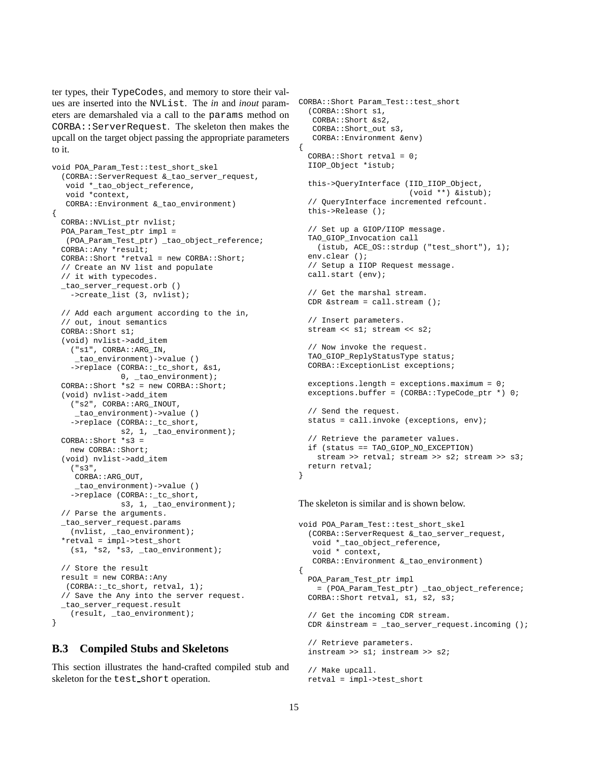ter types, their `TypeCodes`, and memory to store their values are inserted into the `NVList`. The *in* and *inout* parameters are demarshaled via a call to the `params` method on `CORBA::ServerRequest`. The skeleton then makes the upcall on the target object passing the appropriate parameters to it.

```
void POA_Param_Test::test_short_skel
  (CORBA::ServerRequest &_tao_server_request,
   void *_tao_object_reference,
   void *context,
   CORBA::Environment &_tao_environment)
{
  CORBA::NVList_ptr nvlist;
  POA_Param_Test_ptr impl =
   (POA_Param_Test_ptr) _tao_object_reference;
  CORBA::Any *result;
  CORBA::Short *retval = new CORBA::Short;
  // Create an NV list and populate
  // it with typecodes.
  _tao_server_request.orb ()
    ->create_list (3, nvlist);

  // Add each argument according to the in,
  // out, inout semantics
  CORBA::Short s1;
  (void) nvlist->add_item
    ("s1", CORBA::ARG_IN,
     _tao_environment)->value ()
    ->replace (CORBA::_tc_short, &s1,
              0, _tao_environment);
  CORBA::Short *s2 = new CORBA::Short;
  (void) nvlist->add_item
    ("s2", CORBA::ARG_INOUT,
     _tao_environment)->value ()
    ->replace (CORBA::_tc_short,
              s2, 1, _tao_environment);
  CORBA::Short *s3 =
    new CORBA::Short;
  (void) nvlist->add_item
    ("s3",
     CORBA::ARG_OUT,
     _tao_environment)->value ()
    ->replace (CORBA::_tc_short,
              s3, 1, _tao_environment);
  // Parse the arguments.
  _tao_server_request.params
    (nvlist, _tao_environment);
  *retval = impl->test_short
    (s1, *s2, *s3, _tao_environment);

  // Store the result
  result = new CORBA::Any
   (CORBA::_tc_short, retval, 1);
  // Save the Any into the server request.
  _tao_server_request.result
    (result, _tao_environment);
}
```

## B.3 Compiled Stubs and Skeletons

This section illustrates the hand-crafted compiled stub and skeleton for the `test_short` operation.

```
CORBA::Short Param_Test::test_short
  (CORBA::Short s1,
   CORBA::Short &s2,
   CORBA::Short_out s3,
   CORBA::Environment &env)
{
  CORBA::Short retval = 0;
  IIOP_Object *istub;

  this->QueryInterface (IID_IIOP_Object,
                        (void **) &istub);
  // QueryInterface incremented refcount.
  this->Release ();

  // Set up a GIOP/IIOP message.
  TAO_GIOP_Invocation call
    (istub, ACE_OS::strdup ("test_short"), 1);
  env.clear ();
  // Setup a IIOP Request message.
  call.start (env);

  // Get the marshal stream.
  CDR &stream = call.stream ();

  // Insert parameters.
  stream << s1; stream << s2;

  // Now invoke the request.
  TAO_GIOP_ReplyStatusType status;
  CORBA::ExceptionList exceptions;

  exceptions.length = exceptions.maximum = 0;
  exceptions.buffer = (CORBA::TypeCode_ptr *) 0;

  // Send the request.
  status = call.invoke (exceptions, env);

  // Retrieve the parameter values.
  if (status == TAO_GIOP_NO_EXCEPTION)
    stream >> retval; stream >> s2; stream >> s3;
  return retval;
}
```

The skeleton is similar and is shown below.

```
void POA_Param_Test::test_short_skel
  (CORBA::ServerRequest &_tao_server_request,
   void *_tao_object_reference,
   void * context,
   CORBA::Environment &_tao_environment)
{
  POA_Param_Test_ptr impl
    = (POA_Param_Test_ptr) _tao_object_reference;
  CORBA::Short retval, s1, s2, s3;

  // Get the incoming CDR stream.
  CDR &instream = _tao_server_request.incoming ();

  // Retrieve parameters.
  instream >> s1; instream >> s2;

  // Make upcall.
  retval = impl->test_short
```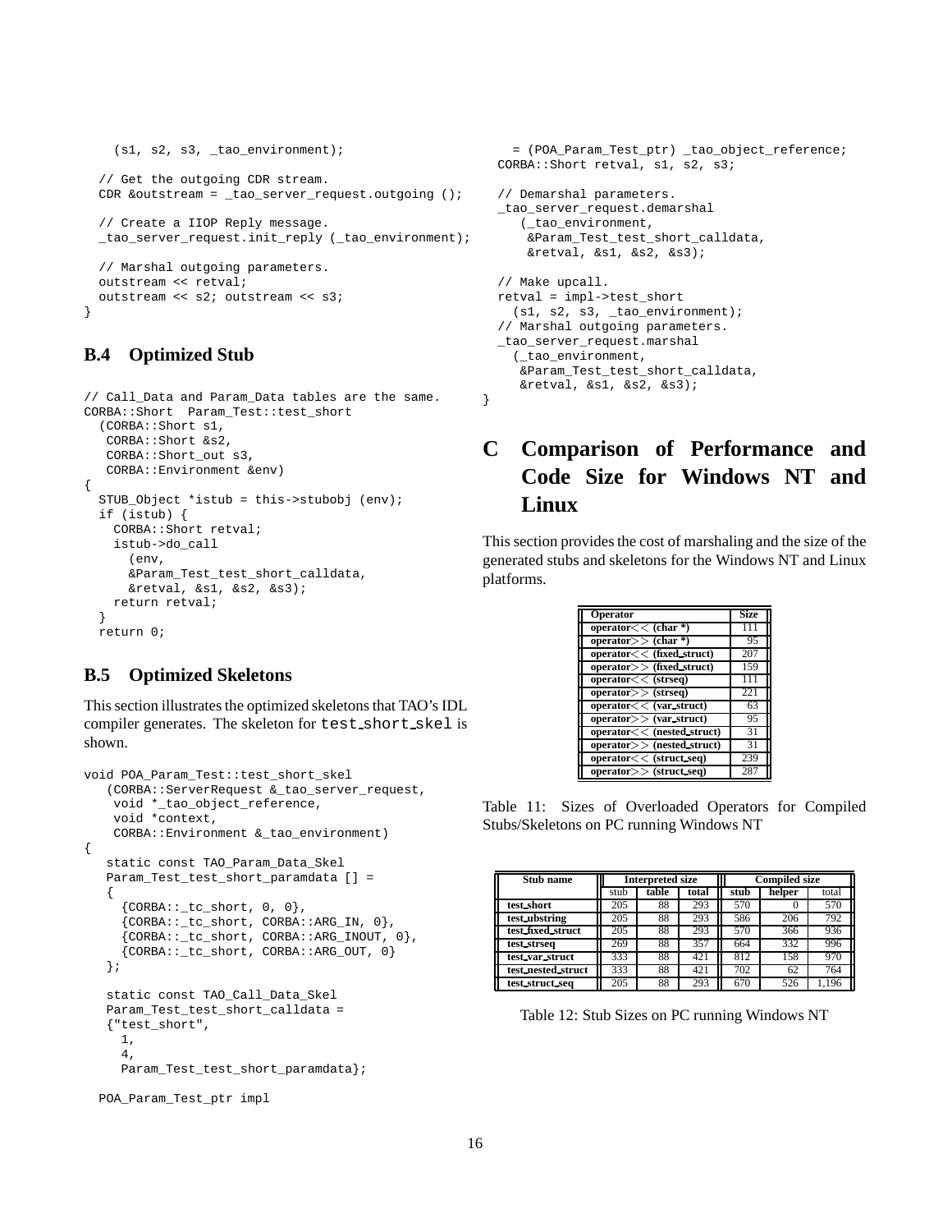```
    (s1, s2, s3, _tao_environment);

  // Get the outgoing CDR stream.
  CDR &outstream = _tao_server_request.outgoing ();

  // Create a IIOP Reply message.
  _tao_server_request.init_reply (_tao_environment);

  // Marshal outgoing parameters.
  outstream << retval;
  outstream << s2; outstream << s3;
}
```

### B.4 Optimized Stub

```
// Call_Data and Param_Data tables are the same.
CORBA::Short  Param_Test::test_short
  (CORBA::Short s1,
   CORBA::Short &s2,
   CORBA::Short_out s3,
   CORBA::Environment &env)
{
  STUB_Object *istub = this->stubobj (env);
  if (istub) {
    CORBA::Short retval;
    istub->do_call
      (env,
      &Param_Test_test_short_calldata,
      &retval, &s1, &s2, &s3);
    return retval;
  }
  return 0;
```

### B.5 Optimized Skeletons

This section illustrates the optimized skeletons that TAO's IDL compiler generates. The skeleton for `test_short_skel` is shown.

```
void POA_Param_Test::test_short_skel
   (CORBA::ServerRequest &_tao_server_request,
    void *_tao_object_reference,
    void *context,
    CORBA::Environment &_tao_environment)
{
   static const TAO_Param_Data_Skel
   Param_Test_test_short_paramdata [] =
   {
     {CORBA::_tc_short, 0, 0},
     {CORBA::_tc_short, CORBA::ARG_IN, 0},
     {CORBA::_tc_short, CORBA::ARG_INOUT, 0},
     {CORBA::_tc_short, CORBA::ARG_OUT, 0}
   };

   static const TAO_Call_Data_Skel
   Param_Test_test_short_calldata =
   {"test_short",
     1,
     4,
     Param_Test_test_short_paramdata};

  POA_Param_Test_ptr impl
    = (POA_Param_Test_ptr) _tao_object_reference;
  CORBA::Short retval, s1, s2, s3;

  // Demarshal parameters.
  _tao_server_request.demarshal
     (_tao_environment,
      &Param_Test_test_short_calldata,
      &retval, &s1, &s2, &s3);

  // Make upcall.
  retval = impl->test_short
    (s1, s2, s3, _tao_environment);
  // Marshal outgoing parameters.
  _tao_server_request.marshal
    (_tao_environment,
     &Param_Test_test_short_calldata,
     &retval, &s1, &s2, &s3);
}
```

# C Comparison of Performance and Code Size for Windows NT and Linux

This section provides the cost of marshaling and the size of the generated stubs and skeletons for the Windows NT and Linux platforms.

| Operator | Size |
|---|---|
| operator<< (char *) | 111 |
| operator>> (char *) | 95 |
| operator<< (fixed_struct) | 207 |
| operator>> (fixed_struct) | 159 |
| operator<< (strseq) | 111 |
| operator>> (strseq) | 221 |
| operator<< (var_struct) | 63 |
| operator>> (var_struct) | 95 |
| operator<< (nested_struct) | 31 |
| operator>> (nested_struct) | 31 |
| operator<< (struct_seq) | 239 |
| operator>> (struct_seq) | 287 |

Table 11: Sizes of Overloaded Operators for Compiled Stubs/Skeletons on PC running Windows NT

| Stub name | Interpreted size | | | Compiled size | | |
|---|---|---|---|---|---|---|
| | stub | table | total | stub | helper | total |
| test_short | 205 | 88 | 293 | 570 | 0 | 570 |
| test_ubstring | 205 | 88 | 293 | 586 | 206 | 792 |
| test_fixed_struct | 205 | 88 | 293 | 570 | 366 | 936 |
| test_strseq | 269 | 88 | 357 | 664 | 332 | 996 |
| test_var_struct | 333 | 88 | 421 | 812 | 158 | 970 |
| test_nested_struct | 333 | 88 | 421 | 702 | 62 | 764 |
| test_struct_seq | 205 | 88 | 293 | 670 | 526 | 1,196 |

Table 12: Stub Sizes on PC running Windows NT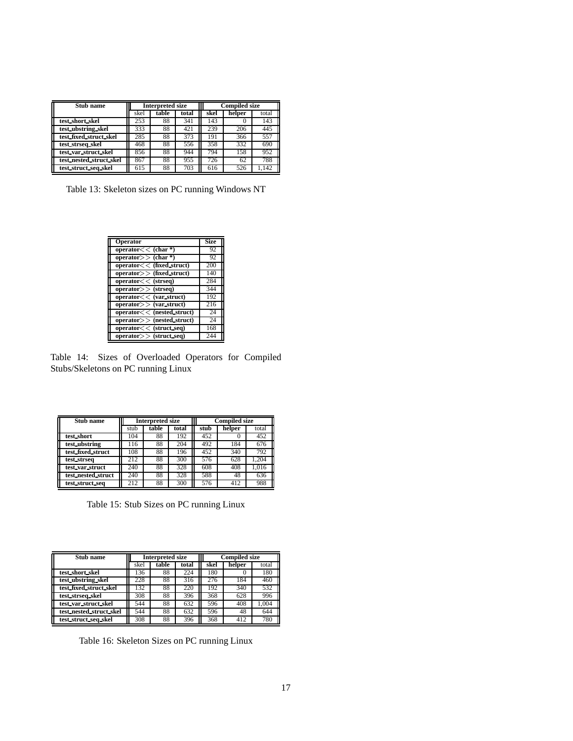| Stub name | Interpreted size | | | Compiled size | | |
|---|---|---|---|---|---|---|
| | skel | table | total | skel | helper | total |
| test_short_skel | 253 | 88 | 341 | 143 | 0 | 143 |
| test_ubstring_skel | 333 | 88 | 421 | 239 | 206 | 445 |
| test_fixed_struct_skel | 285 | 88 | 373 | 191 | 366 | 557 |
| test_strseq_skel | 468 | 88 | 556 | 358 | 332 | 690 |
| test_var_struct_skel | 856 | 88 | 944 | 794 | 158 | 952 |
| test_nested_struct_skel | 867 | 88 | 955 | 726 | 62 | 788 |
| test_struct_seq_skel | 615 | 88 | 703 | 616 | 526 | 1,142 |

Table 13: Skeleton sizes on PC running Windows NT

| Operator | Size |
|---|---|
| operator<< (char *) | 92 |
| operator>> (char *) | 92 |
| operator<< (fixed_struct) | 200 |
| operator>> (fixed_struct) | 140 |
| operator<< (strseq) | 284 |
| operator>> (strseq) | 344 |
| operator<< (var_struct) | 192 |
| operator>> (var_struct) | 216 |
| operator<< (nested_struct) | 24 |
| operator>> (nested_struct) | 24 |
| operator<< (struct_seq) | 168 |
| operator>> (struct_seq) | 244 |

Table 14: Sizes of Overloaded Operators for Compiled Stubs/Skeletons on PC running Linux

| Stub name | Interpreted size | | | Compiled size | | |
|---|---|---|---|---|---|---|
| | stub | table | total | stub | helper | total |
| test_short | 104 | 88 | 192 | 452 | 0 | 452 |
| test_ubstring | 116 | 88 | 204 | 492 | 184 | 676 |
| test_fixed_struct | 108 | 88 | 196 | 452 | 340 | 792 |
| test_strseq | 212 | 88 | 300 | 576 | 628 | 1,204 |
| test_var_struct | 240 | 88 | 328 | 608 | 408 | 1,016 |
| test_nested_struct | 240 | 88 | 328 | 588 | 48 | 636 |
| test_struct_seq | 212 | 88 | 300 | 576 | 412 | 988 |

Table 15: Stub Sizes on PC running Linux

| Stub name | Interpreted size | | | Compiled size | | |
|---|---|---|---|---|---|---|
| | skel | table | total | skel | helper | total |
| test_short_skel | 136 | 88 | 224 | 180 | 0 | 180 |
| test_ubstring_skel | 228 | 88 | 316 | 276 | 184 | 460 |
| test_fixed_struct_skel | 132 | 88 | 220 | 192 | 340 | 532 |
| test_strseq_skel | 308 | 88 | 396 | 368 | 628 | 996 |
| test_var_struct_skel | 544 | 88 | 632 | 596 | 408 | 1,004 |
| test_nested_struct_skel | 544 | 88 | 632 | 596 | 48 | 644 |
| test_struct_seq_skel | 308 | 88 | 396 | 368 | 412 | 780 |

Table 16: Skeleton Sizes on PC running Linux